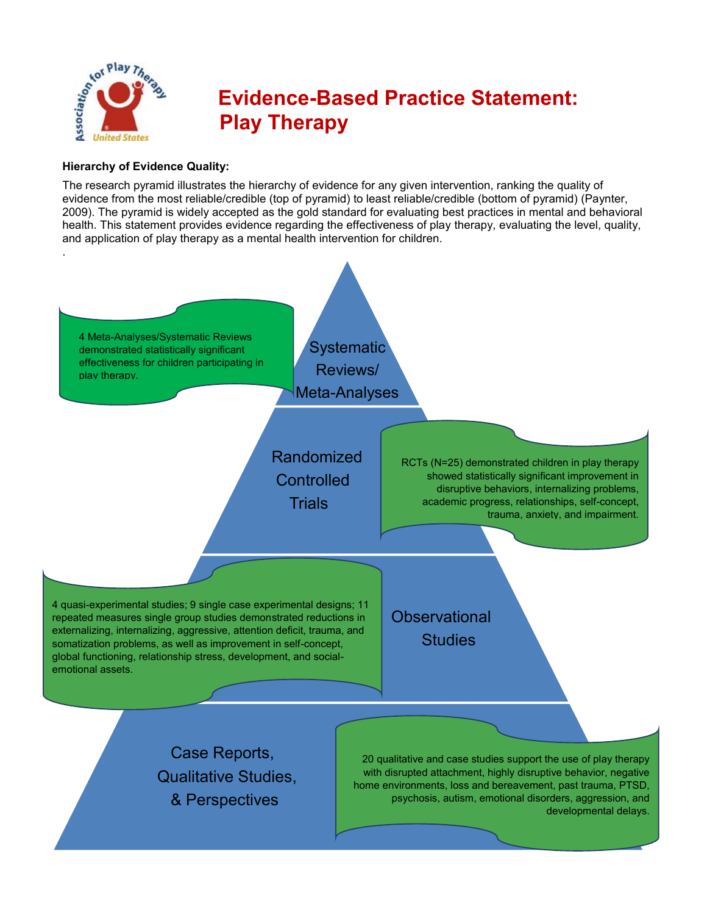Association for Play Therapy United States

# Evidence-Based Practice Statement: Play Therapy

**Hierarchy of Evidence Quality:**

The research pyramid illustrates the hierarchy of evidence for any given intervention, ranking the quality of evidence from the most reliable/credible (top of pyramid) to least reliable/credible (bottom of pyramid) (Paynter, 2009). The pyramid is widely accepted as the gold standard for evaluating best practices in mental and behavioral health. This statement provides evidence regarding the effectiveness of play therapy, evaluating the level, quality, and application of play therapy as a mental health intervention for children.

.

## Systematic Reviews/ Meta-Analyses

4 Meta-Analyses/Systematic Reviews demonstrated statistically significant effectiveness for children participating in play therapy.

## Randomized Controlled Trials

RCTs (N=25) demonstrated children in play therapy showed statistically significant improvement in disruptive behaviors, internalizing problems, academic progress, relationships, self-concept, trauma, anxiety, and impairment.

## Observational Studies

4 quasi-experimental studies; 9 single case experimental designs; 11 repeated measures single group studies demonstrated reductions in externalizing, internalizing, aggressive, attention deficit, trauma, and somatization problems, as well as improvement in self-concept, global functioning, relationship stress, development, and social-emotional assets.

## Case Reports, Qualitative Studies, & Perspectives

20 qualitative and case studies support the use of play therapy with disrupted attachment, highly disruptive behavior, negative home environments, loss and bereavement, past trauma, PTSD, psychosis, autism, emotional disorders, aggression, and developmental delays.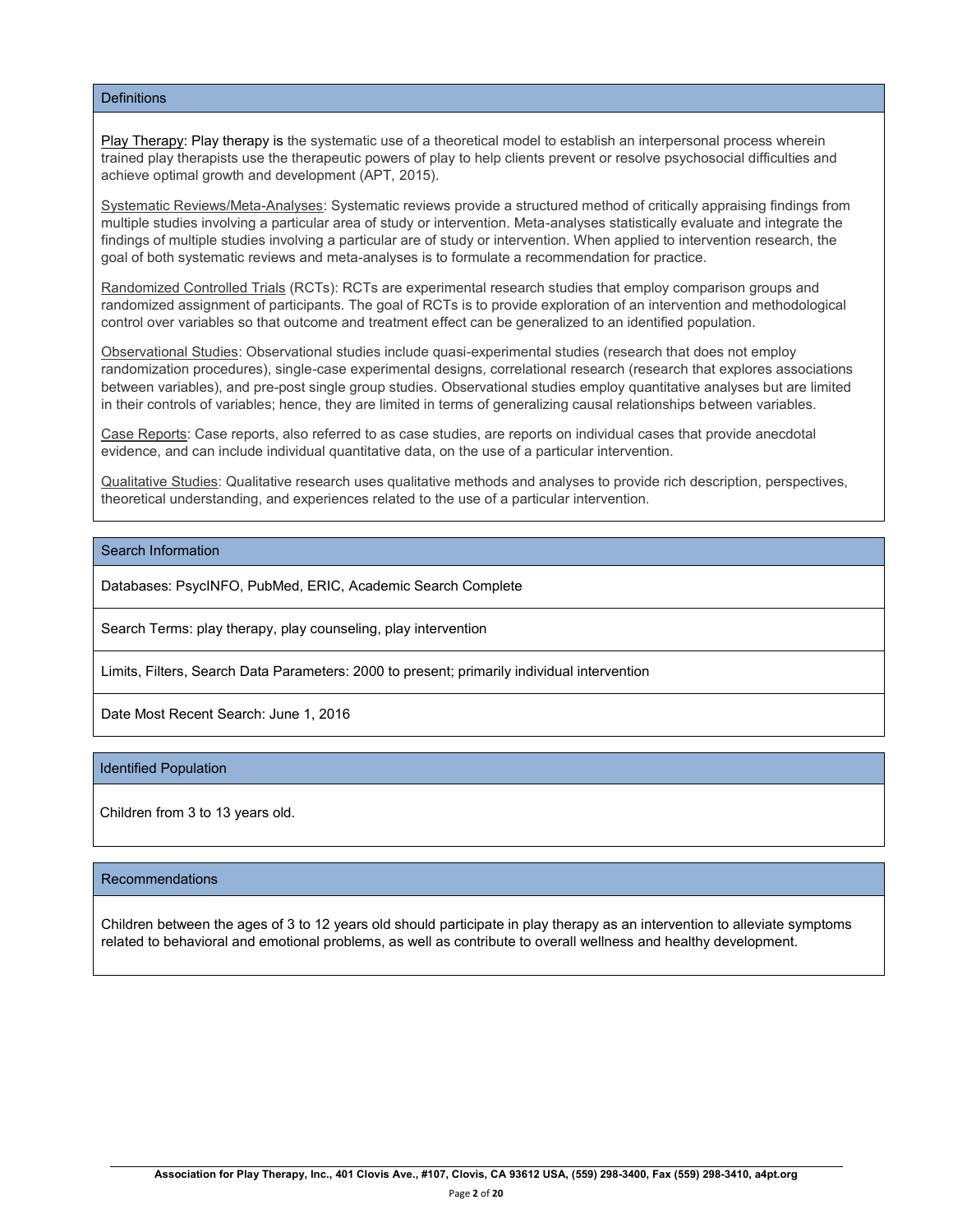## Definitions

Play Therapy: Play therapy is the systematic use of a theoretical model to establish an interpersonal process wherein trained play therapists use the therapeutic powers of play to help clients prevent or resolve psychosocial difficulties and achieve optimal growth and development (APT, 2015).

Systematic Reviews/Meta-Analyses: Systematic reviews provide a structured method of critically appraising findings from multiple studies involving a particular area of study or intervention. Meta-analyses statistically evaluate and integrate the findings of multiple studies involving a particular are of study or intervention. When applied to intervention research, the goal of both systematic reviews and meta-analyses is to formulate a recommendation for practice.

Randomized Controlled Trials (RCTs): RCTs are experimental research studies that employ comparison groups and randomized assignment of participants. The goal of RCTs is to provide exploration of an intervention and methodological control over variables so that outcome and treatment effect can be generalized to an identified population.

Observational Studies: Observational studies include quasi-experimental studies (research that does not employ randomization procedures), single-case experimental designs, correlational research (research that explores associations between variables), and pre-post single group studies. Observational studies employ quantitative analyses but are limited in their controls of variables; hence, they are limited in terms of generalizing causal relationships between variables.

Case Reports: Case reports, also referred to as case studies, are reports on individual cases that provide anecdotal evidence, and can include individual quantitative data, on the use of a particular intervention.

Qualitative Studies: Qualitative research uses qualitative methods and analyses to provide rich description, perspectives, theoretical understanding, and experiences related to the use of a particular intervention.

## Search Information

Databases: PsycINFO, PubMed, ERIC, Academic Search Complete

Search Terms: play therapy, play counseling, play intervention

Limits, Filters, Search Data Parameters: 2000 to present; primarily individual intervention

Date Most Recent Search: June 1, 2016

## Identified Population

Children from 3 to 13 years old.

## Recommendations

Children between the ages of 3 to 12 years old should participate in play therapy as an intervention to alleviate symptoms related to behavioral and emotional problems, as well as contribute to overall wellness and healthy development.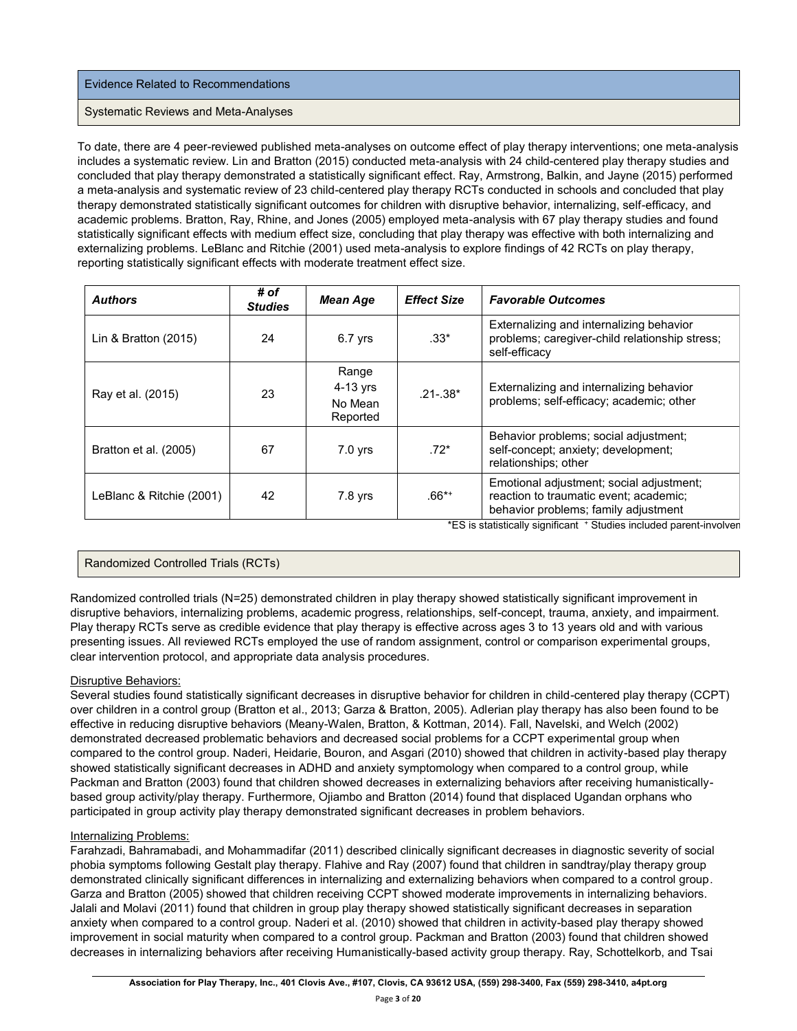## Evidence Related to Recommendations

### Systematic Reviews and Meta-Analyses

To date, there are 4 peer-reviewed published meta-analyses on outcome effect of play therapy interventions; one meta-analysis includes a systematic review. Lin and Bratton (2015) conducted meta-analysis with 24 child-centered play therapy studies and concluded that play therapy demonstrated a statistically significant effect. Ray, Armstrong, Balkin, and Jayne (2015) performed a meta-analysis and systematic review of 23 child-centered play therapy RCTs conducted in schools and concluded that play therapy demonstrated statistically significant outcomes for children with disruptive behavior, internalizing, self-efficacy, and academic problems. Bratton, Ray, Rhine, and Jones (2005) employed meta-analysis with 67 play therapy studies and found statistically significant effects with medium effect size, concluding that play therapy was effective with both internalizing and externalizing problems. LeBlanc and Ritchie (2001) used meta-analysis to explore findings of 42 RCTs on play therapy, reporting statistically significant effects with moderate treatment effect size.

| ***Authors*** | ***# of Studies*** | ***Mean Age*** | ***Effect Size*** | ***Favorable Outcomes*** |
|---|---|---|---|---|
| Lin & Bratton (2015) | 24 | 6.7 yrs | .33* | Externalizing and internalizing behavior problems; caregiver-child relationship stress; self-efficacy |
| Ray et al. (2015) | 23 | Range 4-13 yrs No Mean Reported | .21-.38* | Externalizing and internalizing behavior problems; self-efficacy; academic; other |
| Bratton et al. (2005) | 67 | 7.0 yrs | .72* | Behavior problems; social adjustment; self-concept; anxiety; development; relationships; other |
| LeBlanc & Ritchie (2001) | 42 | 7.8 yrs | .66*+ | Emotional adjustment; social adjustment; reaction to traumatic event; academic; behavior problems; family adjustment |

*ES is statistically significant + Studies included parent-involven

### Randomized Controlled Trials (RCTs)

Randomized controlled trials (N=25) demonstrated children in play therapy showed statistically significant improvement in disruptive behaviors, internalizing problems, academic progress, relationships, self-concept, trauma, anxiety, and impairment. Play therapy RCTs serve as credible evidence that play therapy is effective across ages 3 to 13 years old and with various presenting issues. All reviewed RCTs employed the use of random assignment, control or comparison experimental groups, clear intervention protocol, and appropriate data analysis procedures.

Disruptive Behaviors:
Several studies found statistically significant decreases in disruptive behavior for children in child-centered play therapy (CCPT) over children in a control group (Bratton et al., 2013; Garza & Bratton, 2005). Adlerian play therapy has also been found to be effective in reducing disruptive behaviors (Meany-Walen, Bratton, & Kottman, 2014). Fall, Navelski, and Welch (2002) demonstrated decreased problematic behaviors and decreased social problems for a CCPT experimental group when compared to the control group. Naderi, Heidarie, Bouron, and Asgari (2010) showed that children in activity-based play therapy showed statistically significant decreases in ADHD and anxiety symptomology when compared to a control group, while Packman and Bratton (2003) found that children showed decreases in externalizing behaviors after receiving humanistically-based group activity/play therapy. Furthermore, Ojiambo and Bratton (2014) found that displaced Ugandan orphans who participated in group activity play therapy demonstrated significant decreases in problem behaviors.

Internalizing Problems:
Farahzadi, Bahramabadi, and Mohammadifar (2011) described clinically significant decreases in diagnostic severity of social phobia symptoms following Gestalt play therapy. Flahive and Ray (2007) found that children in sandtray/play therapy group demonstrated clinically significant differences in internalizing and externalizing behaviors when compared to a control group. Garza and Bratton (2005) showed that children receiving CCPT showed moderate improvements in internalizing behaviors. Jalali and Molavi (2011) found that children in group play therapy showed statistically significant decreases in separation anxiety when compared to a control group. Naderi et al. (2010) showed that children in activity-based play therapy showed improvement in social maturity when compared to a control group. Packman and Bratton (2003) found that children showed decreases in internalizing behaviors after receiving Humanistically-based activity group therapy. Ray, Schottelkorb, and Tsai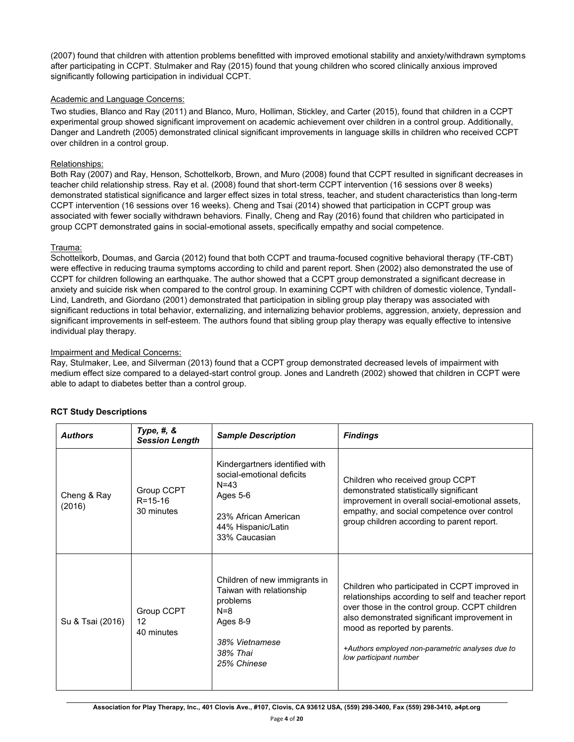(2007) found that children with attention problems benefitted with improved emotional stability and anxiety/withdrawn symptoms after participating in CCPT. Stulmaker and Ray (2015) found that young children who scored clinically anxious improved significantly following participation in individual CCPT.

Academic and Language Concerns:

Two studies, Blanco and Ray (2011) and Blanco, Muro, Holliman, Stickley, and Carter (2015), found that children in a CCPT experimental group showed significant improvement on academic achievement over children in a control group. Additionally, Danger and Landreth (2005) demonstrated clinical significant improvements in language skills in children who received CCPT over children in a control group.

Relationships:

Both Ray (2007) and Ray, Henson, Schottelkorb, Brown, and Muro (2008) found that CCPT resulted in significant decreases in teacher child relationship stress. Ray et al. (2008) found that short-term CCPT intervention (16 sessions over 8 weeks) demonstrated statistical significance and larger effect sizes in total stress, teacher, and student characteristics than long-term CCPT intervention (16 sessions over 16 weeks). Cheng and Tsai (2014) showed that participation in CCPT group was associated with fewer socially withdrawn behaviors. Finally, Cheng and Ray (2016) found that children who participated in group CCPT demonstrated gains in social-emotional assets, specifically empathy and social competence.

Trauma:

Schottelkorb, Doumas, and Garcia (2012) found that both CCPT and trauma-focused cognitive behavioral therapy (TF-CBT) were effective in reducing trauma symptoms according to child and parent report. Shen (2002) also demonstrated the use of CCPT for children following an earthquake. The author showed that a CCPT group demonstrated a significant decrease in anxiety and suicide risk when compared to the control group. In examining CCPT with children of domestic violence, Tyndall-Lind, Landreth, and Giordano (2001) demonstrated that participation in sibling group play therapy was associated with significant reductions in total behavior, externalizing, and internalizing behavior problems, aggression, anxiety, depression and significant improvements in self-esteem. The authors found that sibling group play therapy was equally effective to intensive individual play therapy.

Impairment and Medical Concerns:

Ray, Stulmaker, Lee, and Silverman (2013) found that a CCPT group demonstrated decreased levels of impairment with medium effect size compared to a delayed-start control group. Jones and Landreth (2002) showed that children in CCPT were able to adapt to diabetes better than a control group.

**RCT Study Descriptions**

| ***Authors*** | ***Type, #, & Session Length*** | ***Sample Description*** | ***Findings*** |
|---|---|---|---|
| Cheng & Ray (2016) | Group CCPT<br>R=15-16<br>30 minutes | Kindergartners identified with social-emotional deficits<br>N=43<br>Ages 5-6<br><br>23% African American<br>44% Hispanic/Latin<br>33% Caucasian | Children who received group CCPT demonstrated statistically significant improvement in overall social-emotional assets, empathy, and social competence over control group children according to parent report. |
| Su & Tsai (2016) | Group CCPT<br>12<br>40 minutes | Children of new immigrants in Taiwan with relationship problems<br>N=8<br>Ages 8-9<br><br>*38% Vietnamese*<br>*38% Thai*<br>*25% Chinese* | Children who participated in CCPT improved in relationships according to self and teacher report over those in the control group. CCPT children also demonstrated significant improvement in mood as reported by parents.<br><br>*+Authors employed non-parametric analyses due to low participant number* |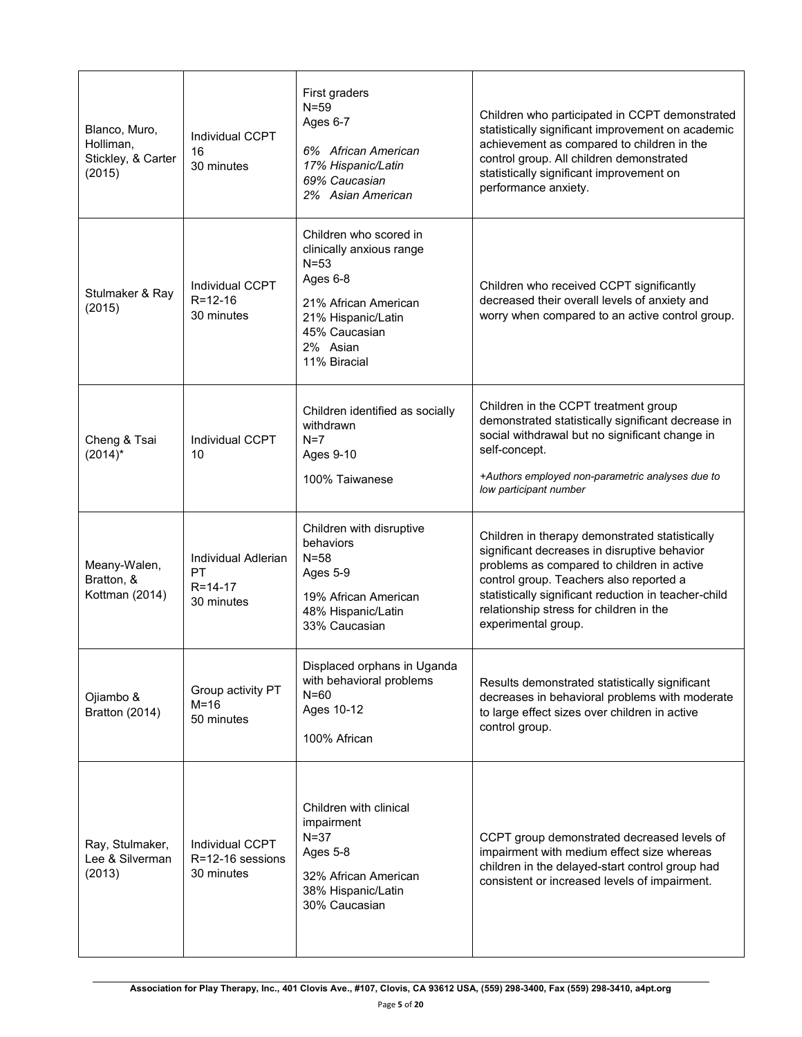| | | | |
|---|---|---|---|
| Blanco, Muro, Holliman, Stickley, & Carter (2015) | Individual CCPT<br>16<br>30 minutes | First graders<br>N=59<br>Ages 6-7<br><br>*6% African American*<br>*17% Hispanic/Latin*<br>*69% Caucasian*<br>*2% Asian American* | Children who participated in CCPT demonstrated statistically significant improvement on academic achievement as compared to children in the control group. All children demonstrated statistically significant improvement on performance anxiety. |
| Stulmaker & Ray (2015) | Individual CCPT<br>R=12-16<br>30 minutes | Children who scored in clinically anxious range<br>N=53<br>Ages 6-8<br><br>21% African American<br>21% Hispanic/Latin<br>45% Caucasian<br>2% Asian<br>11% Biracial | Children who received CCPT significantly decreased their overall levels of anxiety and worry when compared to an active control group. |
| Cheng & Tsai (2014)* | Individual CCPT<br>10 | Children identified as socially withdrawn<br>N=7<br>Ages 9-10<br><br>100% Taiwanese | Children in the CCPT treatment group demonstrated statistically significant decrease in social withdrawal but no significant change in self-concept.<br><br>*+Authors employed non-parametric analyses due to low participant number* |
| Meany-Walen, Bratton, & Kottman (2014) | Individual Adlerian PT<br>R=14-17<br>30 minutes | Children with disruptive behaviors<br>N=58<br>Ages 5-9<br><br>19% African American<br>48% Hispanic/Latin<br>33% Caucasian | Children in therapy demonstrated statistically significant decreases in disruptive behavior problems as compared to children in active control group. Teachers also reported a statistically significant reduction in teacher-child relationship stress for children in the experimental group. |
| Ojiambo & Bratton (2014) | Group activity PT<br>M=16<br>50 minutes | Displaced orphans in Uganda with behavioral problems<br>N=60<br>Ages 10-12<br><br>100% African | Results demonstrated statistically significant decreases in behavioral problems with moderate to large effect sizes over children in active control group. |
| Ray, Stulmaker, Lee & Silverman (2013) | Individual CCPT<br>R=12-16 sessions<br>30 minutes | Children with clinical impairment<br>N=37<br>Ages 5-8<br><br>32% African American<br>38% Hispanic/Latin<br>30% Caucasian | CCPT group demonstrated decreased levels of impairment with medium effect size whereas children in the delayed-start control group had consistent or increased levels of impairment. |

Association for Play Therapy, Inc., 401 Clovis Ave., #107, Clovis, CA 93612 USA, (559) 298-3400, Fax (559) 298-3410, a4pt.org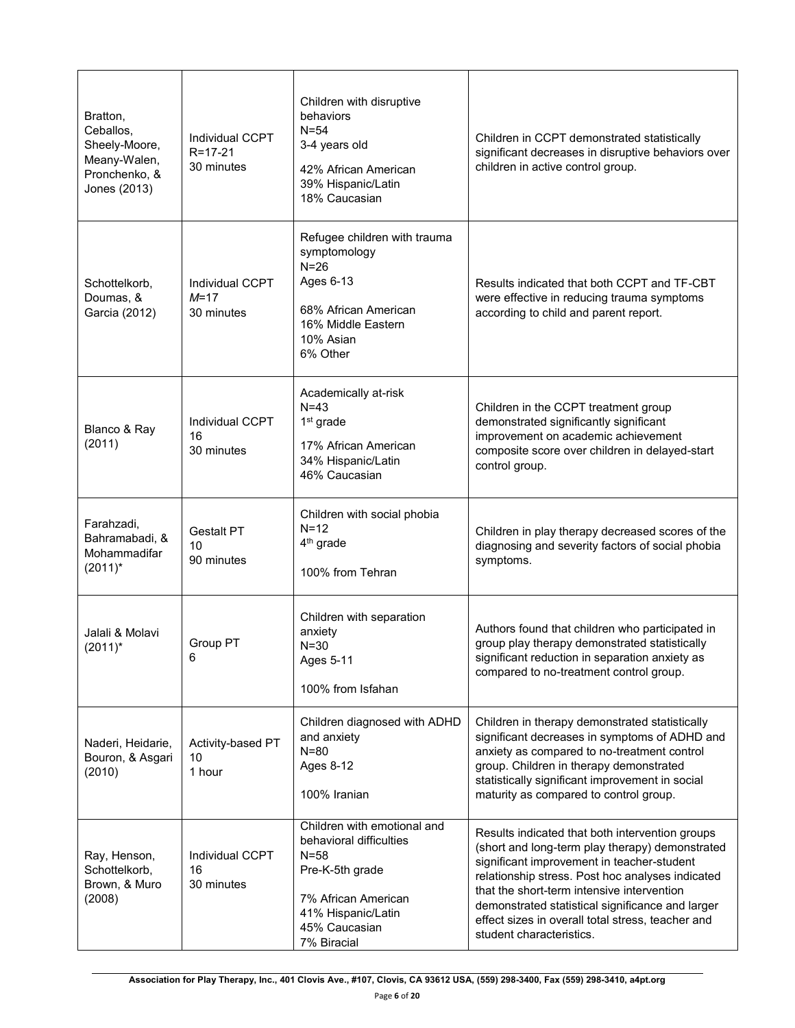| | | | |
|---|---|---|---|
| Bratton, Ceballos, Sheely-Moore, Meany-Walen, Pronchenko, & Jones (2013) | Individual CCPT<br>R=17-21<br>30 minutes | Children with disruptive behaviors<br>N=54<br>3-4 years old<br><br>42% African American<br>39% Hispanic/Latin<br>18% Caucasian | Children in CCPT demonstrated statistically significant decreases in disruptive behaviors over children in active control group. |
| Schottelkorb, Doumas, & Garcia (2012) | Individual CCPT<br>*M*=17<br>30 minutes | Refugee children with trauma symptomology<br>N=26<br>Ages 6-13<br><br>68% African American<br>16% Middle Eastern<br>10% Asian<br>6% Other | Results indicated that both CCPT and TF-CBT were effective in reducing trauma symptoms according to child and parent report. |
| Blanco & Ray (2011) | Individual CCPT<br>16<br>30 minutes | Academically at-risk<br>N=43<br>1st grade<br><br>17% African American<br>34% Hispanic/Latin<br>46% Caucasian | Children in the CCPT treatment group demonstrated significantly significant improvement on academic achievement composite score over children in delayed-start control group. |
| Farahzadi, Bahramabadi, & Mohammadifar (2011)* | Gestalt PT<br>10<br>90 minutes | Children with social phobia<br>N=12<br>4th grade<br><br>100% from Tehran | Children in play therapy decreased scores of the diagnosing and severity factors of social phobia symptoms. |
| Jalali & Molavi (2011)* | Group PT<br>6 | Children with separation anxiety<br>N=30<br>Ages 5-11<br><br>100% from Isfahan | Authors found that children who participated in group play therapy demonstrated statistically significant reduction in separation anxiety as compared to no-treatment control group. |
| Naderi, Heidarie, Bouron, & Asgari (2010) | Activity-based PT<br>10<br>1 hour | Children diagnosed with ADHD and anxiety<br>N=80<br>Ages 8-12<br><br>100% Iranian | Children in therapy demonstrated statistically significant decreases in symptoms of ADHD and anxiety as compared to no-treatment control group. Children in therapy demonstrated statistically significant improvement in social maturity as compared to control group. |
| Ray, Henson, Schottelkorb, Brown, & Muro (2008) | Individual CCPT<br>16<br>30 minutes | Children with emotional and behavioral difficulties<br>N=58<br>Pre-K-5th grade<br><br>7% African American<br>41% Hispanic/Latin<br>45% Caucasian<br>7% Biracial | Results indicated that both intervention groups (short and long-term play therapy) demonstrated significant improvement in teacher-student relationship stress. Post hoc analyses indicated that the short-term intensive intervention demonstrated statistical significance and larger effect sizes in overall total stress, teacher and student characteristics. |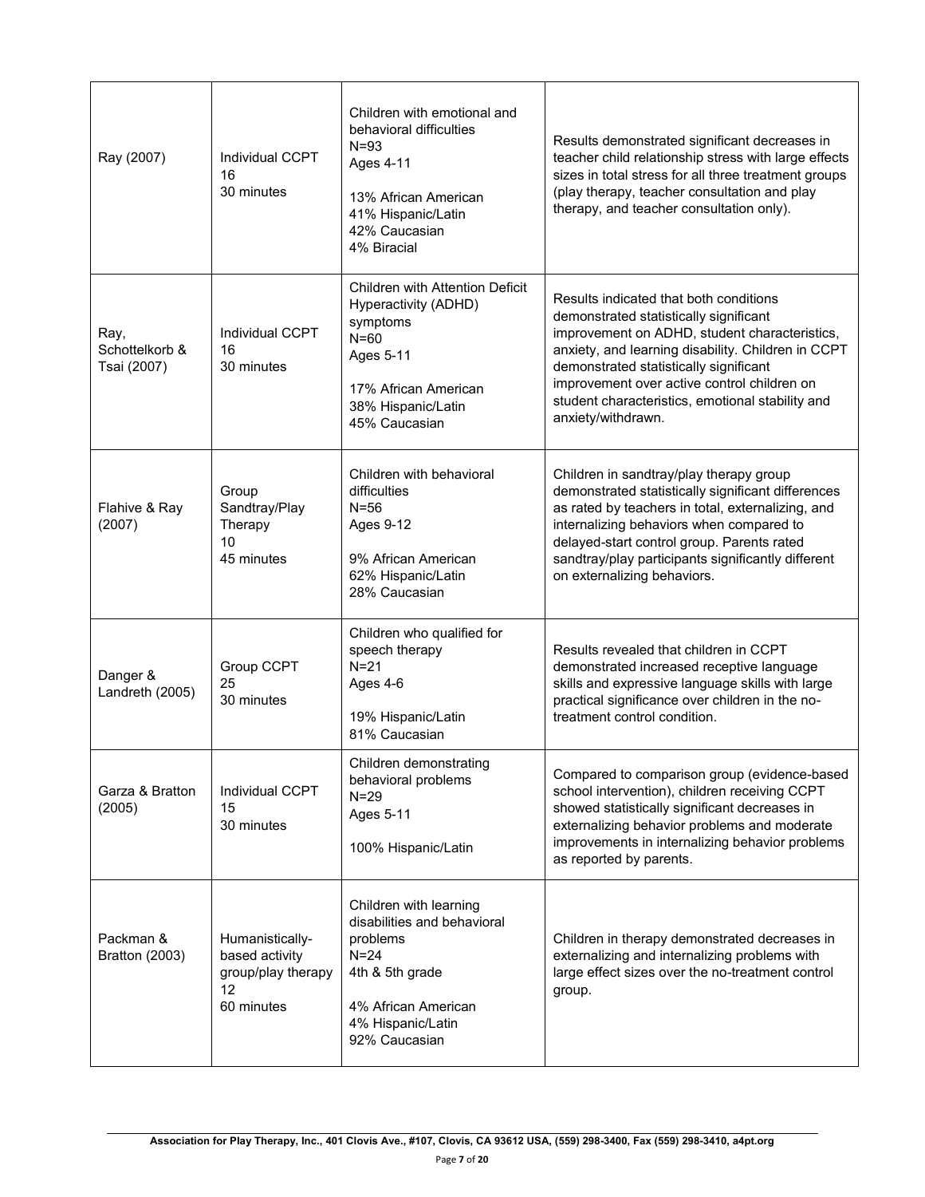| | | | |
|---|---|---|---|
| Ray (2007) | Individual CCPT<br>16<br>30 minutes | Children with emotional and behavioral difficulties<br>N=93<br>Ages 4-11<br><br>13% African American<br>41% Hispanic/Latin<br>42% Caucasian<br>4% Biracial | Results demonstrated significant decreases in teacher child relationship stress with large effects sizes in total stress for all three treatment groups (play therapy, teacher consultation and play therapy, and teacher consultation only). |
| Ray, Schottelkorb & Tsai (2007) | Individual CCPT<br>16<br>30 minutes | Children with Attention Deficit Hyperactivity (ADHD) symptoms<br>N=60<br>Ages 5-11<br><br>17% African American<br>38% Hispanic/Latin<br>45% Caucasian | Results indicated that both conditions demonstrated statistically significant improvement on ADHD, student characteristics, anxiety, and learning disability. Children in CCPT demonstrated statistically significant improvement over active control children on student characteristics, emotional stability and anxiety/withdrawn. |
| Flahive & Ray (2007) | Group Sandtray/Play Therapy<br>10<br>45 minutes | Children with behavioral difficulties<br>N=56<br>Ages 9-12<br><br>9% African American<br>62% Hispanic/Latin<br>28% Caucasian | Children in sandtray/play therapy group demonstrated statistically significant differences as rated by teachers in total, externalizing, and internalizing behaviors when compared to delayed-start control group. Parents rated sandtray/play participants significantly different on externalizing behaviors. |
| Danger & Landreth (2005) | Group CCPT<br>25<br>30 minutes | Children who qualified for speech therapy<br>N=21<br>Ages 4-6<br><br>19% Hispanic/Latin<br>81% Caucasian | Results revealed that children in CCPT demonstrated increased receptive language skills and expressive language skills with large practical significance over children in the no-treatment control condition. |
| Garza & Bratton (2005) | Individual CCPT<br>15<br>30 minutes | Children demonstrating behavioral problems<br>N=29<br>Ages 5-11<br><br>100% Hispanic/Latin | Compared to comparison group (evidence-based school intervention), children receiving CCPT showed statistically significant decreases in externalizing behavior problems and moderate improvements in internalizing behavior problems as reported by parents. |
| Packman & Bratton (2003) | Humanistically-based activity group/play therapy<br>12<br>60 minutes | Children with learning disabilities and behavioral problems<br>N=24<br>4th & 5th grade<br><br>4% African American<br>4% Hispanic/Latin<br>92% Caucasian | Children in therapy demonstrated decreases in externalizing and internalizing problems with large effect sizes over the no-treatment control group. |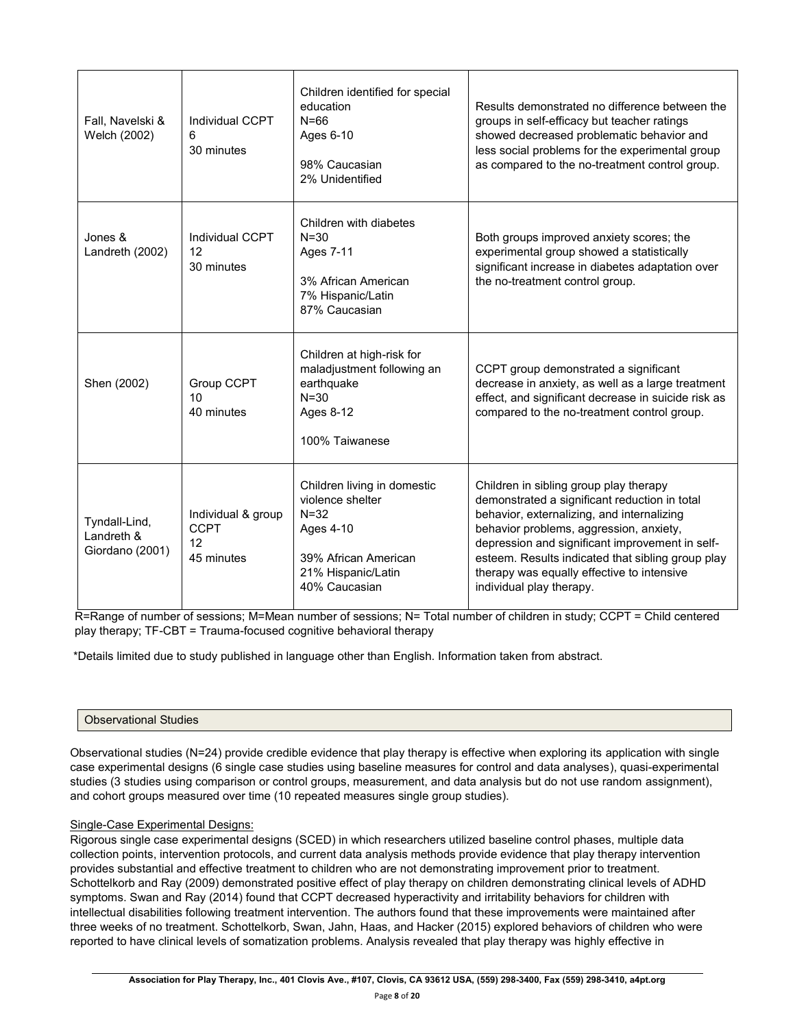| | | | |
|---|---|---|---|
| Fall, Navelski & Welch (2002) | Individual CCPT<br>6<br>30 minutes | Children identified for special education<br>N=66<br>Ages 6-10<br><br>98% Caucasian<br>2% Unidentified | Results demonstrated no difference between the groups in self-efficacy but teacher ratings showed decreased problematic behavior and less social problems for the experimental group as compared to the no-treatment control group. |
| Jones & Landreth (2002) | Individual CCPT<br>12<br>30 minutes | Children with diabetes<br>N=30<br>Ages 7-11<br><br>3% African American<br>7% Hispanic/Latin<br>87% Caucasian | Both groups improved anxiety scores; the experimental group showed a statistically significant increase in diabetes adaptation over the no-treatment control group. |
| Shen (2002) | Group CCPT<br>10<br>40 minutes | Children at high-risk for maladjustment following an earthquake<br>N=30<br>Ages 8-12<br><br>100% Taiwanese | CCPT group demonstrated a significant decrease in anxiety, as well as a large treatment effect, and significant decrease in suicide risk as compared to the no-treatment control group. |
| Tyndall-Lind, Landreth & Giordano (2001) | Individual & group CCPT<br>12<br>45 minutes | Children living in domestic violence shelter<br>N=32<br>Ages 4-10<br><br>39% African American<br>21% Hispanic/Latin<br>40% Caucasian | Children in sibling group play therapy demonstrated a significant reduction in total behavior, externalizing, and internalizing behavior problems, aggression, anxiety, depression and significant improvement in self-esteem. Results indicated that sibling group play therapy was equally effective to intensive individual play therapy. |

R=Range of number of sessions; M=Mean number of sessions; N= Total number of children in study; CCPT = Child centered play therapy; TF-CBT = Trauma-focused cognitive behavioral therapy

*Details limited due to study published in language other than English. Information taken from abstract.

## Observational Studies

Observational studies (N=24) provide credible evidence that play therapy is effective when exploring its application with single case experimental designs (6 single case studies using baseline measures for control and data analyses), quasi-experimental studies (3 studies using comparison or control groups, measurement, and data analysis but do not use random assignment), and cohort groups measured over time (10 repeated measures single group studies).

### Single-Case Experimental Designs:

Rigorous single case experimental designs (SCED) in which researchers utilized baseline control phases, multiple data collection points, intervention protocols, and current data analysis methods provide evidence that play therapy intervention provides substantial and effective treatment to children who are not demonstrating improvement prior to treatment. Schottelkorb and Ray (2009) demonstrated positive effect of play therapy on children demonstrating clinical levels of ADHD symptoms. Swan and Ray (2014) found that CCPT decreased hyperactivity and irritability behaviors for children with intellectual disabilities following treatment intervention. The authors found that these improvements were maintained after three weeks of no treatment. Schottelkorb, Swan, Jahn, Haas, and Hacker (2015) explored behaviors of children who were reported to have clinical levels of somatization problems. Analysis revealed that play therapy was highly effective in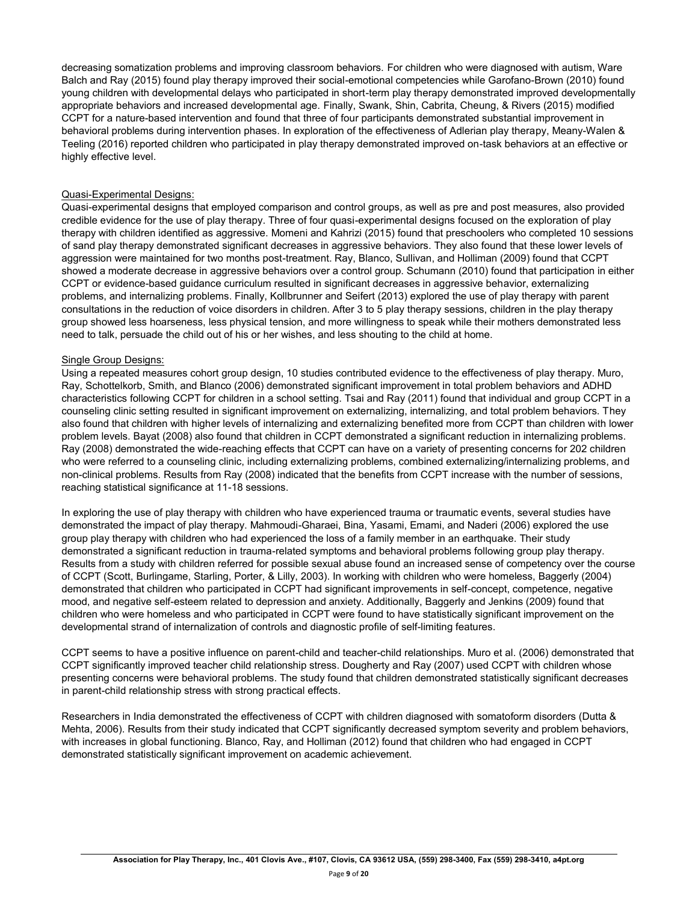decreasing somatization problems and improving classroom behaviors. For children who were diagnosed with autism, Ware Balch and Ray (2015) found play therapy improved their social-emotional competencies while Garofano-Brown (2010) found young children with developmental delays who participated in short-term play therapy demonstrated improved developmentally appropriate behaviors and increased developmental age. Finally, Swank, Shin, Cabrita, Cheung, & Rivers (2015) modified CCPT for a nature-based intervention and found that three of four participants demonstrated substantial improvement in behavioral problems during intervention phases. In exploration of the effectiveness of Adlerian play therapy, Meany-Walen & Teeling (2016) reported children who participated in play therapy demonstrated improved on-task behaviors at an effective or highly effective level.

Quasi-Experimental Designs:

Quasi-experimental designs that employed comparison and control groups, as well as pre and post measures, also provided credible evidence for the use of play therapy. Three of four quasi-experimental designs focused on the exploration of play therapy with children identified as aggressive. Momeni and Kahrizi (2015) found that preschoolers who completed 10 sessions of sand play therapy demonstrated significant decreases in aggressive behaviors. They also found that these lower levels of aggression were maintained for two months post-treatment. Ray, Blanco, Sullivan, and Holliman (2009) found that CCPT showed a moderate decrease in aggressive behaviors over a control group. Schumann (2010) found that participation in either CCPT or evidence-based guidance curriculum resulted in significant decreases in aggressive behavior, externalizing problems, and internalizing problems. Finally, Kollbrunner and Seifert (2013) explored the use of play therapy with parent consultations in the reduction of voice disorders in children. After 3 to 5 play therapy sessions, children in the play therapy group showed less hoarseness, less physical tension, and more willingness to speak while their mothers demonstrated less need to talk, persuade the child out of his or her wishes, and less shouting to the child at home.

Single Group Designs:

Using a repeated measures cohort group design, 10 studies contributed evidence to the effectiveness of play therapy. Muro, Ray, Schottelkorb, Smith, and Blanco (2006) demonstrated significant improvement in total problem behaviors and ADHD characteristics following CCPT for children in a school setting. Tsai and Ray (2011) found that individual and group CCPT in a counseling clinic setting resulted in significant improvement on externalizing, internalizing, and total problem behaviors. They also found that children with higher levels of internalizing and externalizing benefited more from CCPT than children with lower problem levels. Bayat (2008) also found that children in CCPT demonstrated a significant reduction in internalizing problems. Ray (2008) demonstrated the wide-reaching effects that CCPT can have on a variety of presenting concerns for 202 children who were referred to a counseling clinic, including externalizing problems, combined externalizing/internalizing problems, and non-clinical problems. Results from Ray (2008) indicated that the benefits from CCPT increase with the number of sessions, reaching statistical significance at 11-18 sessions.

In exploring the use of play therapy with children who have experienced trauma or traumatic events, several studies have demonstrated the impact of play therapy. Mahmoudi-Gharaei, Bina, Yasami, Emami, and Naderi (2006) explored the use group play therapy with children who had experienced the loss of a family member in an earthquake. Their study demonstrated a significant reduction in trauma-related symptoms and behavioral problems following group play therapy. Results from a study with children referred for possible sexual abuse found an increased sense of competency over the course of CCPT (Scott, Burlingame, Starling, Porter, & Lilly, 2003). In working with children who were homeless, Baggerly (2004) demonstrated that children who participated in CCPT had significant improvements in self-concept, competence, negative mood, and negative self-esteem related to depression and anxiety. Additionally, Baggerly and Jenkins (2009) found that children who were homeless and who participated in CCPT were found to have statistically significant improvement on the developmental strand of internalization of controls and diagnostic profile of self-limiting features.

CCPT seems to have a positive influence on parent-child and teacher-child relationships. Muro et al. (2006) demonstrated that CCPT significantly improved teacher child relationship stress. Dougherty and Ray (2007) used CCPT with children whose presenting concerns were behavioral problems. The study found that children demonstrated statistically significant decreases in parent-child relationship stress with strong practical effects.

Researchers in India demonstrated the effectiveness of CCPT with children diagnosed with somatoform disorders (Dutta & Mehta, 2006). Results from their study indicated that CCPT significantly decreased symptom severity and problem behaviors, with increases in global functioning. Blanco, Ray, and Holliman (2012) found that children who had engaged in CCPT demonstrated statistically significant improvement on academic achievement.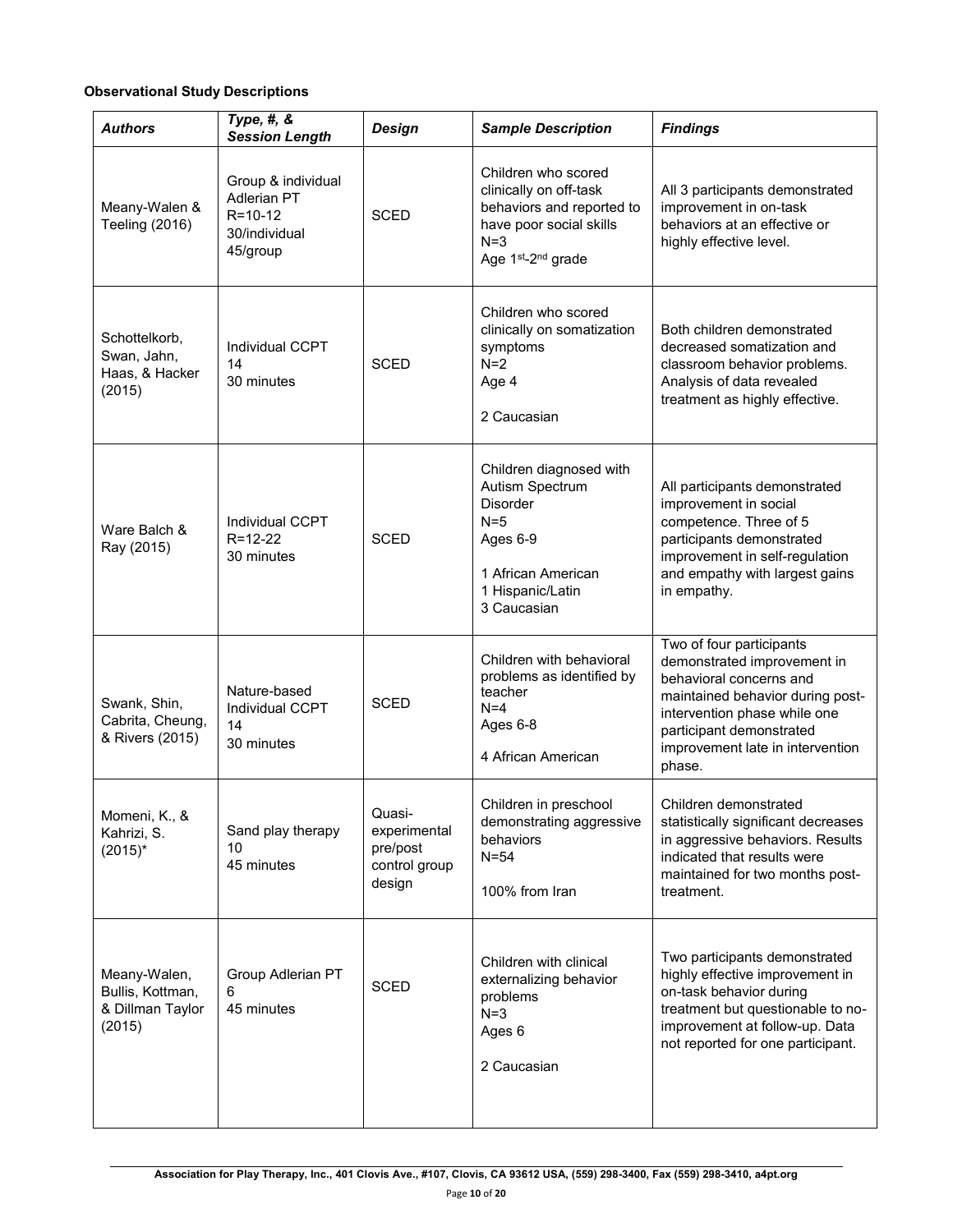**Observational Study Descriptions**

| ***Authors*** | ***Type, #, & Session Length*** | ***Design*** | ***Sample Description*** | ***Findings*** |
|---|---|---|---|---|
| Meany-Walen & Teeling (2016) | Group & individual Adlerian PT R=10-12 30/individual 45/group | SCED | Children who scored clinically on off-task behaviors and reported to have poor social skills N=3 Age 1st-2nd grade | All 3 participants demonstrated improvement in on-task behaviors at an effective or highly effective level. |
| Schottelkorb, Swan, Jahn, Haas, & Hacker (2015) | Individual CCPT 14 30 minutes | SCED | Children who scored clinically on somatization symptoms N=2 Age 4 2 Caucasian | Both children demonstrated decreased somatization and classroom behavior problems. Analysis of data revealed treatment as highly effective. |
| Ware Balch & Ray (2015) | Individual CCPT R=12-22 30 minutes | SCED | Children diagnosed with Autism Spectrum Disorder N=5 Ages 6-9 1 African American 1 Hispanic/Latin 3 Caucasian | All participants demonstrated improvement in social competence. Three of 5 participants demonstrated improvement in self-regulation and empathy with largest gains in empathy. |
| Swank, Shin, Cabrita, Cheung, & Rivers (2015) | Nature-based Individual CCPT 14 30 minutes | SCED | Children with behavioral problems as identified by teacher N=4 Ages 6-8 4 African American | Two of four participants demonstrated improvement in behavioral concerns and maintained behavior during post-intervention phase while one participant demonstrated improvement late in intervention phase. |
| Momeni, K., & Kahrizi, S. (2015)* | Sand play therapy 10 45 minutes | Quasi-experimental pre/post control group design | Children in preschool demonstrating aggressive behaviors N=54 100% from Iran | Children demonstrated statistically significant decreases in aggressive behaviors. Results indicated that results were maintained for two months post-treatment. |
| Meany-Walen, Bullis, Kottman, & Dillman Taylor (2015) | Group Adlerian PT 6 45 minutes | SCED | Children with clinical externalizing behavior problems N=3 Ages 6 2 Caucasian | Two participants demonstrated highly effective improvement in on-task behavior during treatment but questionable to no-improvement at follow-up. Data not reported for one participant. |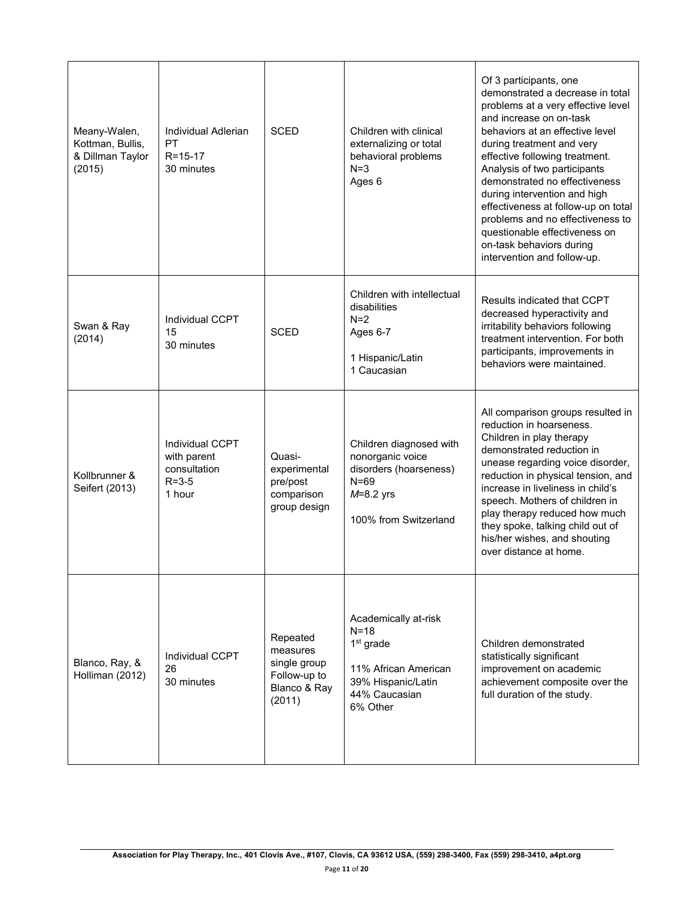| | | | | |
|---|---|---|---|---|
| Meany-Walen, Kottman, Bullis, & Dillman Taylor (2015) | Individual Adlerian PT<br>R=15-17<br>30 minutes | SCED | Children with clinical externalizing or total behavioral problems<br>N=3<br>Ages 6 | Of 3 participants, one demonstrated a decrease in total problems at a very effective level and increase on on-task behaviors at an effective level during treatment and very effective following treatment. Analysis of two participants demonstrated no effectiveness during intervention and high effectiveness at follow-up on total problems and no effectiveness to questionable effectiveness on on-task behaviors during intervention and follow-up. |
| Swan & Ray (2014) | Individual CCPT<br>15<br>30 minutes | SCED | Children with intellectual disabilities<br>N=2<br>Ages 6-7<br><br>1 Hispanic/Latin<br>1 Caucasian | Results indicated that CCPT decreased hyperactivity and irritability behaviors following treatment intervention. For both participants, improvements in behaviors were maintained. |
| Kollbrunner & Seifert (2013) | Individual CCPT with parent consultation<br>R=3-5<br>1 hour | Quasi-experimental pre/post comparison group design | Children diagnosed with nonorganic voice disorders (hoarseness)<br>N=69<br>*M*=8.2 yrs<br><br>100% from Switzerland | All comparison groups resulted in reduction in hoarseness. Children in play therapy demonstrated reduction in unease regarding voice disorder, reduction in physical tension, and increase in liveliness in child's speech. Mothers of children in play therapy reduced how much they spoke, talking child out of his/her wishes, and shouting over distance at home. |
| Blanco, Ray, & Holliman (2012) | Individual CCPT<br>26<br>30 minutes | Repeated measures single group Follow-up to Blanco & Ray (2011) | Academically at-risk<br>N=18<br>1st grade<br><br>11% African American<br>39% Hispanic/Latin<br>44% Caucasian<br>6% Other | Children demonstrated statistically significant improvement on academic achievement composite over the full duration of the study. |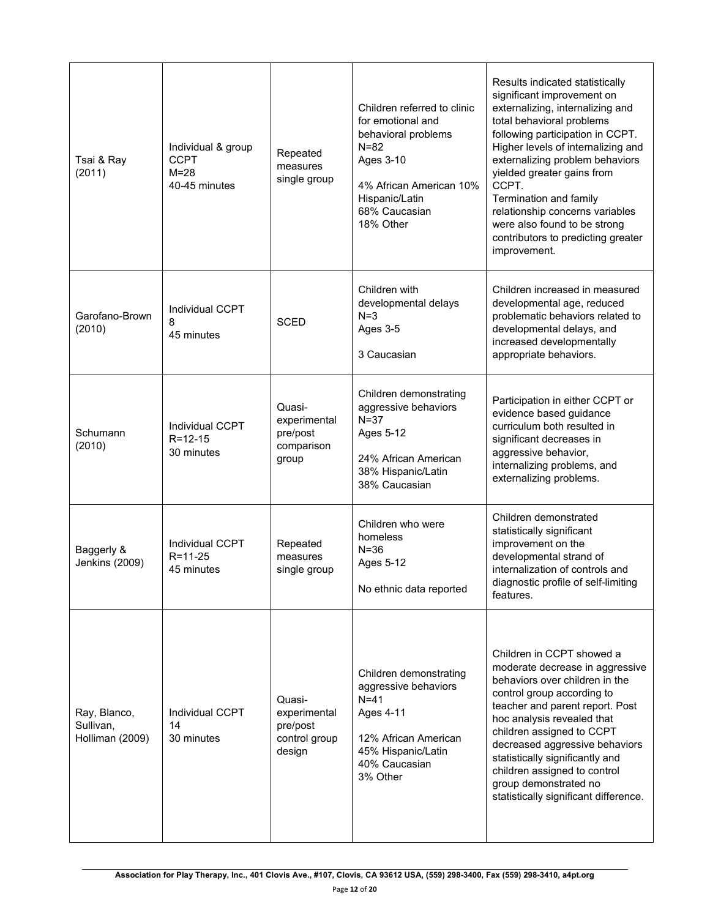| | | | | |
|---|---|---|---|---|
| Tsai & Ray (2011) | Individual & group CCPT<br>M=28<br>40-45 minutes | Repeated measures single group | Children referred to clinic for emotional and behavioral problems<br>N=82<br>Ages 3-10<br><br>4% African American 10% Hispanic/Latin<br>68% Caucasian<br>18% Other | Results indicated statistically significant improvement on externalizing, internalizing and total behavioral problems following participation in CCPT. Higher levels of internalizing and externalizing problem behaviors yielded greater gains from CCPT.<br>Termination and family relationship concerns variables were also found to be strong contributors to predicting greater improvement. |
| Garofano-Brown (2010) | Individual CCPT<br>8<br>45 minutes | SCED | Children with developmental delays<br>N=3<br>Ages 3-5<br><br>3 Caucasian | Children increased in measured developmental age, reduced problematic behaviors related to developmental delays, and increased developmentally appropriate behaviors. |
| Schumann (2010) | Individual CCPT<br>R=12-15<br>30 minutes | Quasi-experimental pre/post comparison group | Children demonstrating aggressive behaviors<br>N=37<br>Ages 5-12<br><br>24% African American<br>38% Hispanic/Latin<br>38% Caucasian | Participation in either CCPT or evidence based guidance curriculum both resulted in significant decreases in aggressive behavior, internalizing problems, and externalizing problems. |
| Baggerly & Jenkins (2009) | Individual CCPT<br>R=11-25<br>45 minutes | Repeated measures single group | Children who were homeless<br>N=36<br>Ages 5-12<br><br>No ethnic data reported | Children demonstrated statistically significant improvement on the developmental strand of internalization of controls and diagnostic profile of self-limiting features. |
| Ray, Blanco, Sullivan, Holliman (2009) | Individual CCPT<br>14<br>30 minutes | Quasi-experimental pre/post control group design | Children demonstrating aggressive behaviors<br>N=41<br>Ages 4-11<br><br>12% African American<br>45% Hispanic/Latin<br>40% Caucasian<br>3% Other | Children in CCPT showed a moderate decrease in aggressive behaviors over children in the control group according to teacher and parent report. Post hoc analysis revealed that children assigned to CCPT decreased aggressive behaviors statistically significantly and children assigned to control group demonstrated no statistically significant difference. |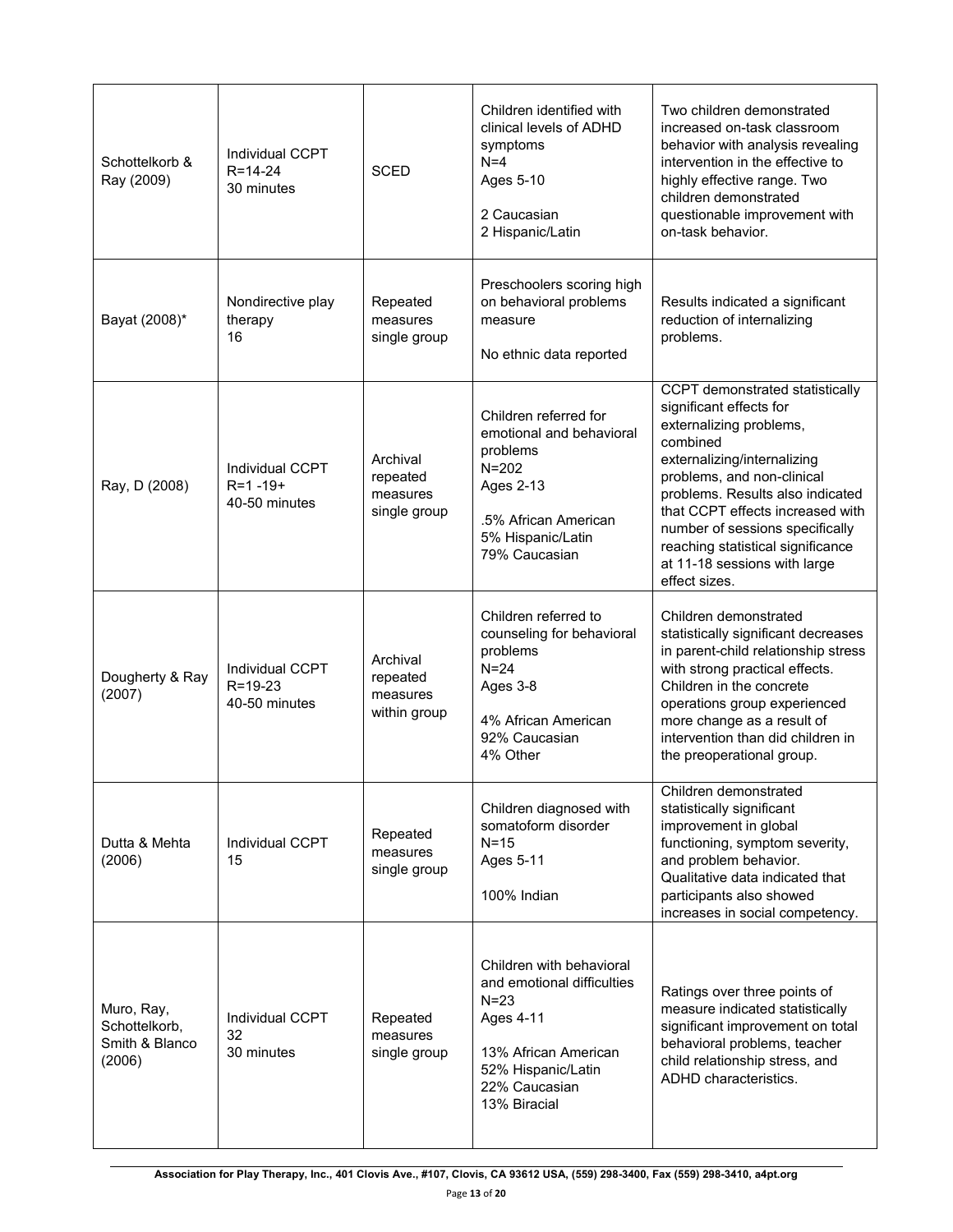| | | | | |
|---|---|---|---|---|
| Schottelkorb & Ray (2009) | Individual CCPT<br>R=14-24<br>30 minutes | SCED | Children identified with clinical levels of ADHD symptoms<br>N=4<br>Ages 5-10<br><br>2 Caucasian<br>2 Hispanic/Latin | Two children demonstrated increased on-task classroom behavior with analysis revealing intervention in the effective to highly effective range. Two children demonstrated questionable improvement with on-task behavior. |
| Bayat (2008)* | Nondirective play therapy<br>16 | Repeated measures single group | Preschoolers scoring high on behavioral problems measure<br><br>No ethnic data reported | Results indicated a significant reduction of internalizing problems. |
| Ray, D (2008) | Individual CCPT<br>R=1 -19+<br>40-50 minutes | Archival repeated measures single group | Children referred for emotional and behavioral problems<br>N=202<br>Ages 2-13<br><br>.5% African American<br>5% Hispanic/Latin<br>79% Caucasian | CCPT demonstrated statistically significant effects for externalizing problems, combined externalizing/internalizing problems, and non-clinical problems. Results also indicated that CCPT effects increased with number of sessions specifically reaching statistical significance at 11-18 sessions with large effect sizes. |
| Dougherty & Ray (2007) | Individual CCPT<br>R=19-23<br>40-50 minutes | Archival repeated measures within group | Children referred to counseling for behavioral problems<br>N=24<br>Ages 3-8<br><br>4% African American<br>92% Caucasian<br>4% Other | Children demonstrated statistically significant decreases in parent-child relationship stress with strong practical effects. Children in the concrete operations group experienced more change as a result of intervention than did children in the preoperational group. |
| Dutta & Mehta (2006) | Individual CCPT<br>15 | Repeated measures single group | Children diagnosed with somatoform disorder<br>N=15<br>Ages 5-11<br><br>100% Indian | Children demonstrated statistically significant improvement in global functioning, symptom severity, and problem behavior. Qualitative data indicated that participants also showed increases in social competency. |
| Muro, Ray, Schottelkorb, Smith & Blanco (2006) | Individual CCPT<br>32<br>30 minutes | Repeated measures single group | Children with behavioral and emotional difficulties<br>N=23<br>Ages 4-11<br><br>13% African American<br>52% Hispanic/Latin<br>22% Caucasian<br>13% Biracial | Ratings over three points of measure indicated statistically significant improvement on total behavioral problems, teacher child relationship stress, and ADHD characteristics. |

Association for Play Therapy, Inc., 401 Clovis Ave., #107, Clovis, CA 93612 USA, (559) 298-3400, Fax (559) 298-3410, a4pt.org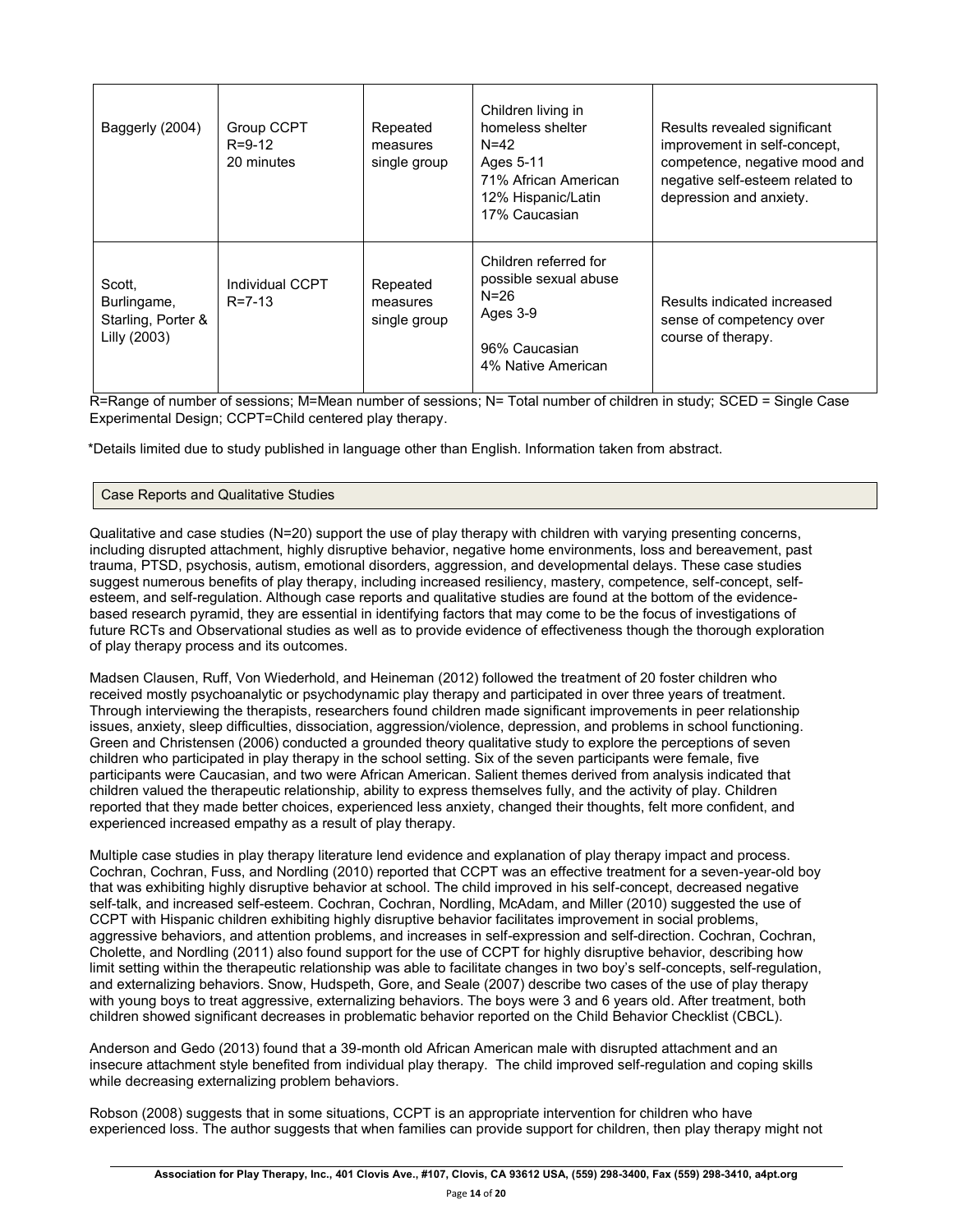| Baggerly (2004) | Group CCPT<br>R=9-12<br>20 minutes | Repeated measures single group | Children living in homeless shelter<br>N=42<br>Ages 5-11<br>71% African American<br>12% Hispanic/Latin<br>17% Caucasian | Results revealed significant improvement in self-concept, competence, negative mood and negative self-esteem related to depression and anxiety. |
|---|---|---|---|---|
| Scott, Burlingame, Starling, Porter & Lilly (2003) | Individual CCPT<br>R=7-13 | Repeated measures single group | Children referred for possible sexual abuse<br>N=26<br>Ages 3-9<br><br>96% Caucasian<br>4% Native American | Results indicated increased sense of competency over course of therapy. |

R=Range of number of sessions; M=Mean number of sessions; N= Total number of children in study; SCED = Single Case Experimental Design; CCPT=Child centered play therapy.

*Details limited due to study published in language other than English. Information taken from abstract.

## Case Reports and Qualitative Studies

Qualitative and case studies (N=20) support the use of play therapy with children with varying presenting concerns, including disrupted attachment, highly disruptive behavior, negative home environments, loss and bereavement, past trauma, PTSD, psychosis, autism, emotional disorders, aggression, and developmental delays. These case studies suggest numerous benefits of play therapy, including increased resiliency, mastery, competence, self-concept, self-esteem, and self-regulation. Although case reports and qualitative studies are found at the bottom of the evidence-based research pyramid, they are essential in identifying factors that may come to be the focus of investigations of future RCTs and Observational studies as well as to provide evidence of effectiveness though the thorough exploration of play therapy process and its outcomes.

Madsen Clausen, Ruff, Von Wiederhold, and Heineman (2012) followed the treatment of 20 foster children who received mostly psychoanalytic or psychodynamic play therapy and participated in over three years of treatment. Through interviewing the therapists, researchers found children made significant improvements in peer relationship issues, anxiety, sleep difficulties, dissociation, aggression/violence, depression, and problems in school functioning. Green and Christensen (2006) conducted a grounded theory qualitative study to explore the perceptions of seven children who participated in play therapy in the school setting. Six of the seven participants were female, five participants were Caucasian, and two were African American. Salient themes derived from analysis indicated that children valued the therapeutic relationship, ability to express themselves fully, and the activity of play. Children reported that they made better choices, experienced less anxiety, changed their thoughts, felt more confident, and experienced increased empathy as a result of play therapy.

Multiple case studies in play therapy literature lend evidence and explanation of play therapy impact and process. Cochran, Cochran, Fuss, and Nordling (2010) reported that CCPT was an effective treatment for a seven-year-old boy that was exhibiting highly disruptive behavior at school. The child improved in his self-concept, decreased negative self-talk, and increased self-esteem. Cochran, Cochran, Nordling, McAdam, and Miller (2010) suggested the use of CCPT with Hispanic children exhibiting highly disruptive behavior facilitates improvement in social problems, aggressive behaviors, and attention problems, and increases in self-expression and self-direction. Cochran, Cochran, Cholette, and Nordling (2011) also found support for the use of CCPT for highly disruptive behavior, describing how limit setting within the therapeutic relationship was able to facilitate changes in two boy's self-concepts, self-regulation, and externalizing behaviors. Snow, Hudspeth, Gore, and Seale (2007) describe two cases of the use of play therapy with young boys to treat aggressive, externalizing behaviors. The boys were 3 and 6 years old. After treatment, both children showed significant decreases in problematic behavior reported on the Child Behavior Checklist (CBCL).

Anderson and Gedo (2013) found that a 39-month old African American male with disrupted attachment and an insecure attachment style benefited from individual play therapy. The child improved self-regulation and coping skills while decreasing externalizing problem behaviors.

Robson (2008) suggests that in some situations, CCPT is an appropriate intervention for children who have experienced loss. The author suggests that when families can provide support for children, then play therapy might not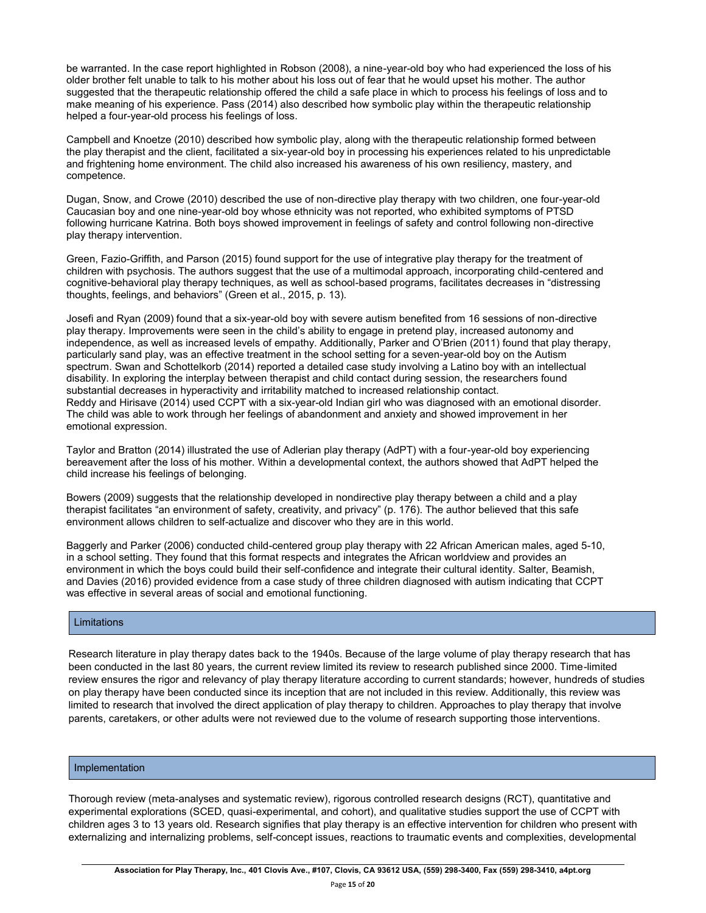be warranted. In the case report highlighted in Robson (2008), a nine-year-old boy who had experienced the loss of his older brother felt unable to talk to his mother about his loss out of fear that he would upset his mother. The author suggested that the therapeutic relationship offered the child a safe place in which to process his feelings of loss and to make meaning of his experience. Pass (2014) also described how symbolic play within the therapeutic relationship helped a four-year-old process his feelings of loss.

Campbell and Knoetze (2010) described how symbolic play, along with the therapeutic relationship formed between the play therapist and the client, facilitated a six-year-old boy in processing his experiences related to his unpredictable and frightening home environment. The child also increased his awareness of his own resiliency, mastery, and competence.

Dugan, Snow, and Crowe (2010) described the use of non-directive play therapy with two children, one four-year-old Caucasian boy and one nine-year-old boy whose ethnicity was not reported, who exhibited symptoms of PTSD following hurricane Katrina. Both boys showed improvement in feelings of safety and control following non-directive play therapy intervention.

Green, Fazio-Griffith, and Parson (2015) found support for the use of integrative play therapy for the treatment of children with psychosis. The authors suggest that the use of a multimodal approach, incorporating child-centered and cognitive-behavioral play therapy techniques, as well as school-based programs, facilitates decreases in "distressing thoughts, feelings, and behaviors" (Green et al., 2015, p. 13).

Josefi and Ryan (2009) found that a six-year-old boy with severe autism benefited from 16 sessions of non-directive play therapy. Improvements were seen in the child's ability to engage in pretend play, increased autonomy and independence, as well as increased levels of empathy. Additionally, Parker and O'Brien (2011) found that play therapy, particularly sand play, was an effective treatment in the school setting for a seven-year-old boy on the Autism spectrum. Swan and Schottelkorb (2014) reported a detailed case study involving a Latino boy with an intellectual disability. In exploring the interplay between therapist and child contact during session, the researchers found substantial decreases in hyperactivity and irritability matched to increased relationship contact.
Reddy and Hirisave (2014) used CCPT with a six-year-old Indian girl who was diagnosed with an emotional disorder. The child was able to work through her feelings of abandonment and anxiety and showed improvement in her emotional expression.

Taylor and Bratton (2014) illustrated the use of Adlerian play therapy (AdPT) with a four-year-old boy experiencing bereavement after the loss of his mother. Within a developmental context, the authors showed that AdPT helped the child increase his feelings of belonging.

Bowers (2009) suggests that the relationship developed in nondirective play therapy between a child and a play therapist facilitates "an environment of safety, creativity, and privacy" (p. 176). The author believed that this safe environment allows children to self-actualize and discover who they are in this world.

Baggerly and Parker (2006) conducted child-centered group play therapy with 22 African American males, aged 5-10, in a school setting. They found that this format respects and integrates the African worldview and provides an environment in which the boys could build their self-confidence and integrate their cultural identity. Salter, Beamish, and Davies (2016) provided evidence from a case study of three children diagnosed with autism indicating that CCPT was effective in several areas of social and emotional functioning.

## Limitations

Research literature in play therapy dates back to the 1940s. Because of the large volume of play therapy research that has been conducted in the last 80 years, the current review limited its review to research published since 2000. Time-limited review ensures the rigor and relevancy of play therapy literature according to current standards; however, hundreds of studies on play therapy have been conducted since its inception that are not included in this review. Additionally, this review was limited to research that involved the direct application of play therapy to children. Approaches to play therapy that involve parents, caretakers, or other adults were not reviewed due to the volume of research supporting those interventions.

## Implementation

Thorough review (meta-analyses and systematic review), rigorous controlled research designs (RCT), quantitative and experimental explorations (SCED, quasi-experimental, and cohort), and qualitative studies support the use of CCPT with children ages 3 to 13 years old. Research signifies that play therapy is an effective intervention for children who present with externalizing and internalizing problems, self-concept issues, reactions to traumatic events and complexities, developmental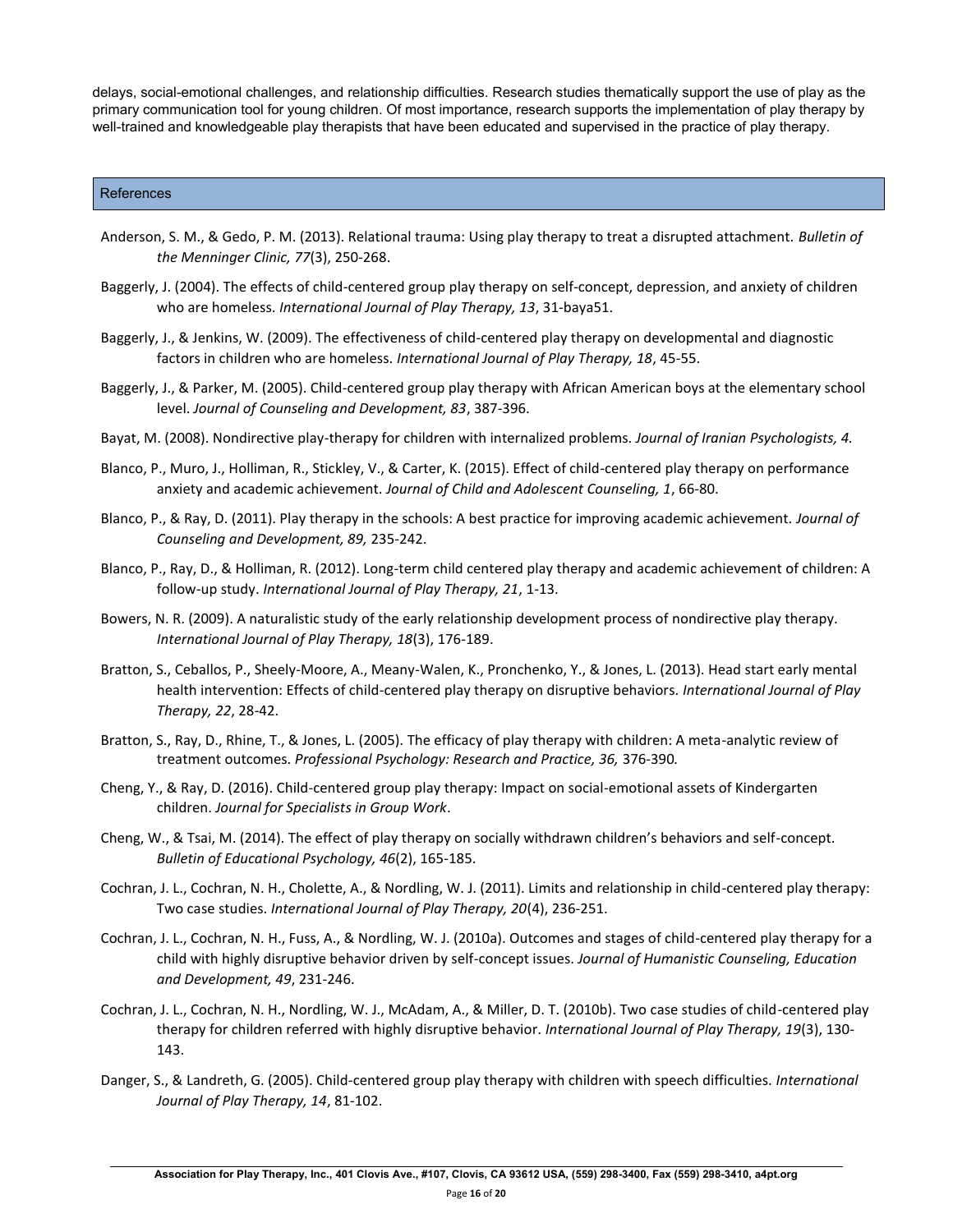delays, social-emotional challenges, and relationship difficulties. Research studies thematically support the use of play as the primary communication tool for young children. Of most importance, research supports the implementation of play therapy by well-trained and knowledgeable play therapists that have been educated and supervised in the practice of play therapy.

## References

Anderson, S. M., & Gedo, P. M. (2013). Relational trauma: Using play therapy to treat a disrupted attachment. *Bulletin of the Menninger Clinic, 77*(3), 250-268.

Baggerly, J. (2004). The effects of child-centered group play therapy on self-concept, depression, and anxiety of children who are homeless. *International Journal of Play Therapy, 13*, 31-baya51.

Baggerly, J., & Jenkins, W. (2009). The effectiveness of child-centered play therapy on developmental and diagnostic factors in children who are homeless. *International Journal of Play Therapy, 18*, 45-55.

Baggerly, J., & Parker, M. (2005). Child-centered group play therapy with African American boys at the elementary school level. *Journal of Counseling and Development, 83*, 387-396.

Bayat, M. (2008). Nondirective play-therapy for children with internalized problems. *Journal of Iranian Psychologists, 4.*

Blanco, P., Muro, J., Holliman, R., Stickley, V., & Carter, K. (2015). Effect of child-centered play therapy on performance anxiety and academic achievement. *Journal of Child and Adolescent Counseling, 1*, 66-80.

Blanco, P., & Ray, D. (2011). Play therapy in the schools: A best practice for improving academic achievement. *Journal of Counseling and Development, 89,* 235-242.

Blanco, P., Ray, D., & Holliman, R. (2012). Long-term child centered play therapy and academic achievement of children: A follow-up study. *International Journal of Play Therapy, 21*, 1-13.

Bowers, N. R. (2009). A naturalistic study of the early relationship development process of nondirective play therapy. *International Journal of Play Therapy, 18*(3), 176-189.

Bratton, S., Ceballos, P., Sheely-Moore, A., Meany-Walen, K., Pronchenko, Y., & Jones, L. (2013). Head start early mental health intervention: Effects of child-centered play therapy on disruptive behaviors. *International Journal of Play Therapy, 22*, 28-42.

Bratton, S., Ray, D., Rhine, T., & Jones, L. (2005). The efficacy of play therapy with children: A meta-analytic review of treatment outcomes. *Professional Psychology: Research and Practice, 36,* 376-390*.*

Cheng, Y., & Ray, D. (2016). Child-centered group play therapy: Impact on social-emotional assets of Kindergarten children. *Journal for Specialists in Group Work*.

Cheng, W., & Tsai, M. (2014). The effect of play therapy on socially withdrawn children's behaviors and self-concept. *Bulletin of Educational Psychology, 46*(2), 165-185.

Cochran, J. L., Cochran, N. H., Cholette, A., & Nordling, W. J. (2011). Limits and relationship in child-centered play therapy: Two case studies. *International Journal of Play Therapy, 20*(4), 236-251.

Cochran, J. L., Cochran, N. H., Fuss, A., & Nordling, W. J. (2010a). Outcomes and stages of child-centered play therapy for a child with highly disruptive behavior driven by self-concept issues. *Journal of Humanistic Counseling, Education and Development, 49*, 231-246.

Cochran, J. L., Cochran, N. H., Nordling, W. J., McAdam, A., & Miller, D. T. (2010b). Two case studies of child-centered play therapy for children referred with highly disruptive behavior. *International Journal of Play Therapy, 19*(3), 130-143.

Danger, S., & Landreth, G. (2005). Child-centered group play therapy with children with speech difficulties. *International Journal of Play Therapy, 14*, 81-102.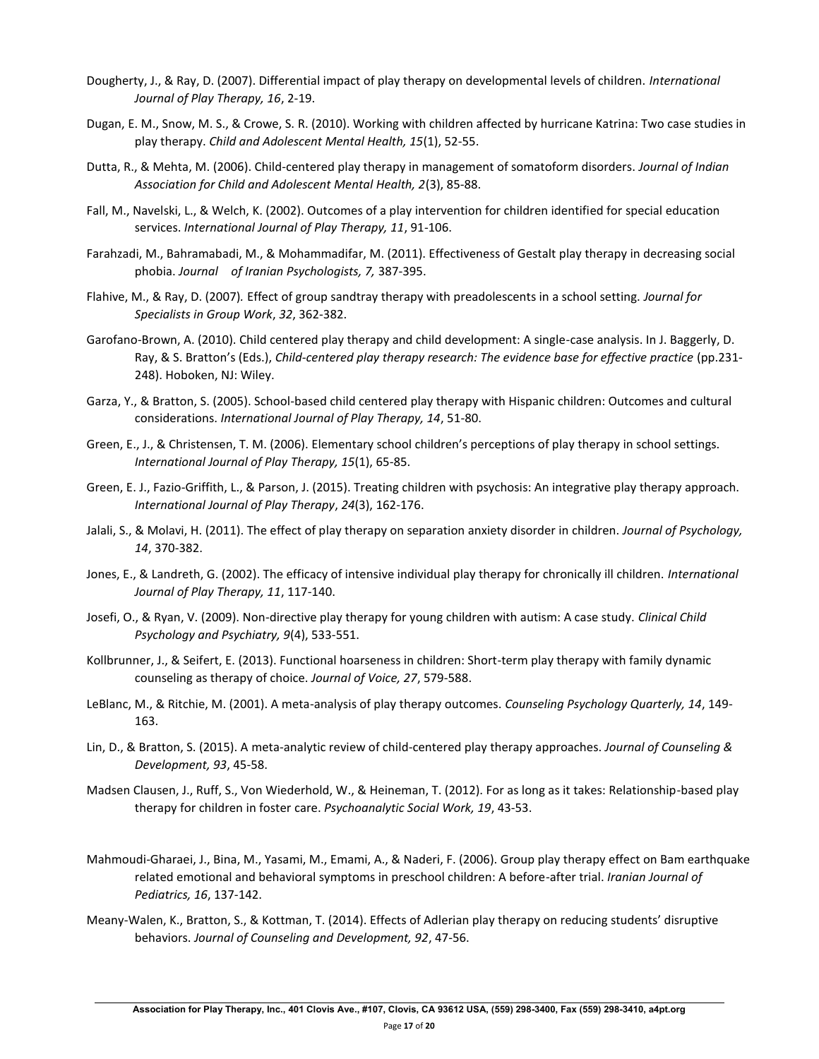Dougherty, J., & Ray, D. (2007). Differential impact of play therapy on developmental levels of children. *International Journal of Play Therapy, 16*, 2-19.

Dugan, E. M., Snow, M. S., & Crowe, S. R. (2010). Working with children affected by hurricane Katrina: Two case studies in play therapy. *Child and Adolescent Mental Health, 15*(1), 52-55.

Dutta, R., & Mehta, M. (2006). Child-centered play therapy in management of somatoform disorders. *Journal of Indian Association for Child and Adolescent Mental Health, 2*(3), 85-88.

Fall, M., Navelski, L., & Welch, K. (2002). Outcomes of a play intervention for children identified for special education services. *International Journal of Play Therapy, 11*, 91-106.

Farahzadi, M., Bahramabadi, M., & Mohammadifar, M. (2011). Effectiveness of Gestalt play therapy in decreasing social phobia. *Journal of Iranian Psychologists, 7,* 387-395.

Flahive, M., & Ray, D. (2007). Effect of group sandtray therapy with preadolescents in a school setting. *Journal for Specialists in Group Work*, *32*, 362-382.

Garofano-Brown, A. (2010). Child centered play therapy and child development: A single-case analysis. In J. Baggerly, D. Ray, & S. Bratton's (Eds.), *Child-centered play therapy research: The evidence base for effective practice* (pp.231-248). Hoboken, NJ: Wiley.

Garza, Y., & Bratton, S. (2005). School-based child centered play therapy with Hispanic children: Outcomes and cultural considerations. *International Journal of Play Therapy, 14*, 51-80.

Green, E., J., & Christensen, T. M. (2006). Elementary school children's perceptions of play therapy in school settings. *International Journal of Play Therapy, 15*(1), 65-85.

Green, E. J., Fazio-Griffith, L., & Parson, J. (2015). Treating children with psychosis: An integrative play therapy approach. *International Journal of Play Therapy*, *24*(3), 162-176.

Jalali, S., & Molavi, H. (2011). The effect of play therapy on separation anxiety disorder in children. *Journal of Psychology, 14*, 370-382.

Jones, E., & Landreth, G. (2002). The efficacy of intensive individual play therapy for chronically ill children. *International Journal of Play Therapy, 11*, 117-140.

Josefi, O., & Ryan, V. (2009). Non-directive play therapy for young children with autism: A case study. *Clinical Child Psychology and Psychiatry, 9*(4), 533-551.

Kollbrunner, J., & Seifert, E. (2013). Functional hoarseness in children: Short-term play therapy with family dynamic counseling as therapy of choice. *Journal of Voice, 27*, 579-588.

LeBlanc, M., & Ritchie, M. (2001). A meta-analysis of play therapy outcomes. *Counseling Psychology Quarterly, 14*, 149-163.

Lin, D., & Bratton, S. (2015). A meta-analytic review of child-centered play therapy approaches. *Journal of Counseling & Development, 93*, 45-58.

Madsen Clausen, J., Ruff, S., Von Wiederhold, W., & Heineman, T. (2012). For as long as it takes: Relationship-based play therapy for children in foster care. *Psychoanalytic Social Work, 19*, 43-53.

Mahmoudi-Gharaei, J., Bina, M., Yasami, M., Emami, A., & Naderi, F. (2006). Group play therapy effect on Bam earthquake related emotional and behavioral symptoms in preschool children: A before-after trial. *Iranian Journal of Pediatrics, 16*, 137-142.

Meany-Walen, K., Bratton, S., & Kottman, T. (2014). Effects of Adlerian play therapy on reducing students' disruptive behaviors. *Journal of Counseling and Development, 92*, 47-56.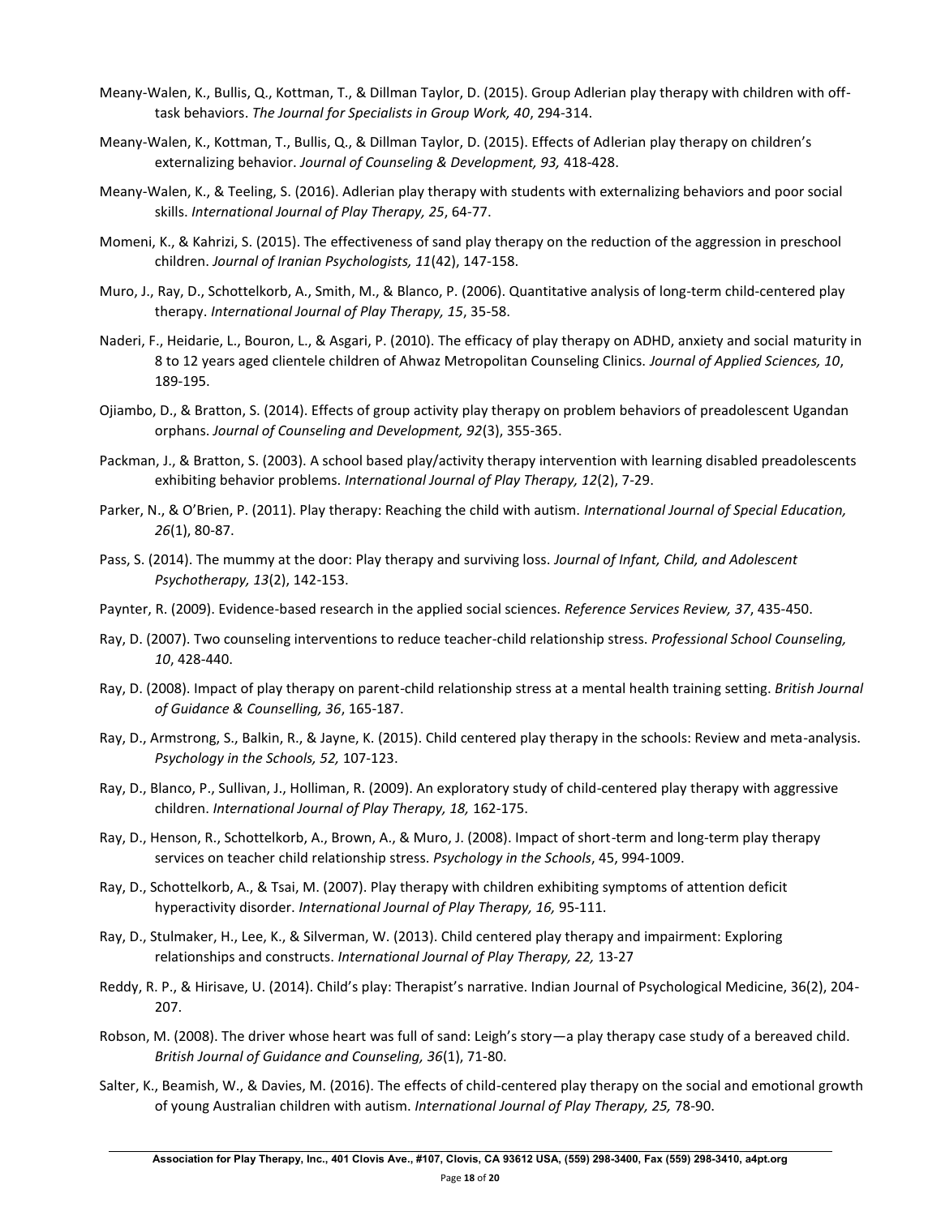Meany-Walen, K., Bullis, Q., Kottman, T., & Dillman Taylor, D. (2015). Group Adlerian play therapy with children with off-task behaviors. *The Journal for Specialists in Group Work, 40*, 294-314.

Meany-Walen, K., Kottman, T., Bullis, Q., & Dillman Taylor, D. (2015). Effects of Adlerian play therapy on children's externalizing behavior. *Journal of Counseling & Development, 93,* 418-428.

Meany-Walen, K., & Teeling, S. (2016). Adlerian play therapy with students with externalizing behaviors and poor social skills. *International Journal of Play Therapy, 25*, 64-77.

Momeni, K., & Kahrizi, S. (2015). The effectiveness of sand play therapy on the reduction of the aggression in preschool children. *Journal of Iranian Psychologists, 11*(42), 147-158.

Muro, J., Ray, D., Schottelkorb, A., Smith, M., & Blanco, P. (2006). Quantitative analysis of long-term child-centered play therapy. *International Journal of Play Therapy, 15*, 35-58.

Naderi, F., Heidarie, L., Bouron, L., & Asgari, P. (2010). The efficacy of play therapy on ADHD, anxiety and social maturity in 8 to 12 years aged clientele children of Ahwaz Metropolitan Counseling Clinics. *Journal of Applied Sciences, 10*, 189-195.

Ojiambo, D., & Bratton, S. (2014). Effects of group activity play therapy on problem behaviors of preadolescent Ugandan orphans. *Journal of Counseling and Development, 92*(3), 355-365.

Packman, J., & Bratton, S. (2003). A school based play/activity therapy intervention with learning disabled preadolescents exhibiting behavior problems. *International Journal of Play Therapy, 12*(2), 7-29.

Parker, N., & O'Brien, P. (2011). Play therapy: Reaching the child with autism. *International Journal of Special Education, 26*(1), 80-87.

Pass, S. (2014). The mummy at the door: Play therapy and surviving loss. *Journal of Infant, Child, and Adolescent Psychotherapy, 13*(2), 142-153.

Paynter, R. (2009). Evidence-based research in the applied social sciences. *Reference Services Review, 37*, 435-450.

Ray, D. (2007). Two counseling interventions to reduce teacher-child relationship stress. *Professional School Counseling, 10*, 428-440.

Ray, D. (2008). Impact of play therapy on parent-child relationship stress at a mental health training setting. *British Journal of Guidance & Counselling, 36*, 165-187.

Ray, D., Armstrong, S., Balkin, R., & Jayne, K. (2015). Child centered play therapy in the schools: Review and meta-analysis. *Psychology in the Schools, 52,* 107-123.

Ray, D., Blanco, P., Sullivan, J., Holliman, R. (2009). An exploratory study of child-centered play therapy with aggressive children. *International Journal of Play Therapy, 18,* 162-175.

Ray, D., Henson, R., Schottelkorb, A., Brown, A., & Muro, J. (2008). Impact of short-term and long-term play therapy services on teacher child relationship stress. *Psychology in the Schools*, 45, 994-1009.

Ray, D., Schottelkorb, A., & Tsai, M. (2007). Play therapy with children exhibiting symptoms of attention deficit hyperactivity disorder. *International Journal of Play Therapy, 16,* 95-111.

Ray, D., Stulmaker, H., Lee, K., & Silverman, W. (2013). Child centered play therapy and impairment: Exploring relationships and constructs. *International Journal of Play Therapy, 22,* 13-27

Reddy, R. P., & Hirisave, U. (2014). Child's play: Therapist's narrative. Indian Journal of Psychological Medicine, 36(2), 204-207.

Robson, M. (2008). The driver whose heart was full of sand: Leigh's story—a play therapy case study of a bereaved child. *British Journal of Guidance and Counseling, 36*(1), 71-80.

Salter, K., Beamish, W., & Davies, M. (2016). The effects of child-centered play therapy on the social and emotional growth of young Australian children with autism. *International Journal of Play Therapy, 25,* 78-90.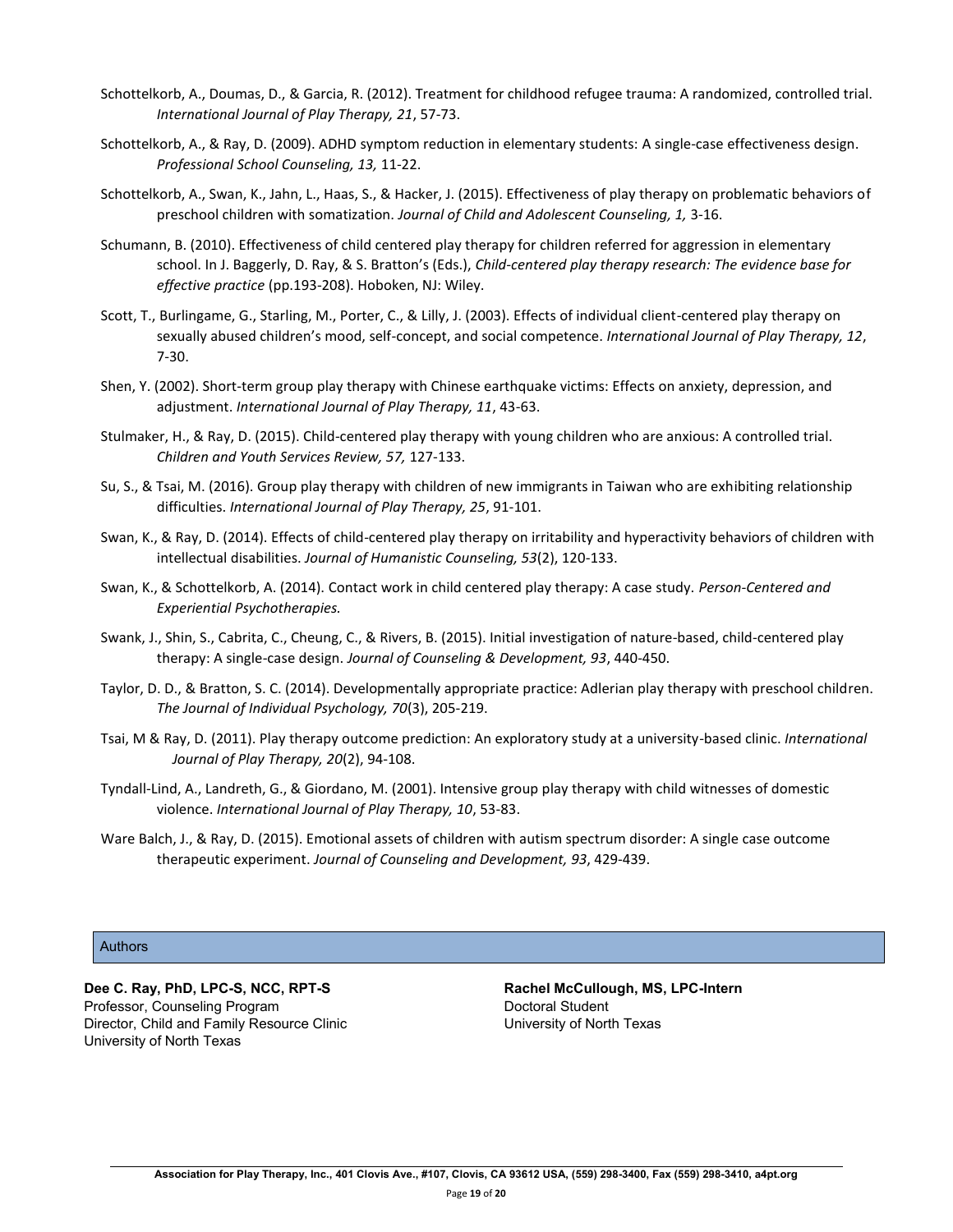Schottelkorb, A., Doumas, D., & Garcia, R. (2012). Treatment for childhood refugee trauma: A randomized, controlled trial. *International Journal of Play Therapy, 21*, 57-73.

Schottelkorb, A., & Ray, D. (2009). ADHD symptom reduction in elementary students: A single-case effectiveness design. *Professional School Counseling, 13,* 11-22.

Schottelkorb, A., Swan, K., Jahn, L., Haas, S., & Hacker, J. (2015). Effectiveness of play therapy on problematic behaviors of preschool children with somatization. *Journal of Child and Adolescent Counseling, 1,* 3-16.

Schumann, B. (2010). Effectiveness of child centered play therapy for children referred for aggression in elementary school. In J. Baggerly, D. Ray, & S. Bratton's (Eds.), *Child-centered play therapy research: The evidence base for effective practice* (pp.193-208). Hoboken, NJ: Wiley.

Scott, T., Burlingame, G., Starling, M., Porter, C., & Lilly, J. (2003). Effects of individual client-centered play therapy on sexually abused children's mood, self-concept, and social competence. *International Journal of Play Therapy, 12*, 7-30.

Shen, Y. (2002). Short-term group play therapy with Chinese earthquake victims: Effects on anxiety, depression, and adjustment. *International Journal of Play Therapy, 11*, 43-63.

Stulmaker, H., & Ray, D. (2015). Child-centered play therapy with young children who are anxious: A controlled trial. *Children and Youth Services Review, 57,* 127-133.

Su, S., & Tsai, M. (2016). Group play therapy with children of new immigrants in Taiwan who are exhibiting relationship difficulties. *International Journal of Play Therapy, 25*, 91-101.

Swan, K., & Ray, D. (2014). Effects of child-centered play therapy on irritability and hyperactivity behaviors of children with intellectual disabilities. *Journal of Humanistic Counseling, 53*(2), 120-133.

Swan, K., & Schottelkorb, A. (2014). Contact work in child centered play therapy: A case study. *Person-Centered and Experiential Psychotherapies.*

Swank, J., Shin, S., Cabrita, C., Cheung, C., & Rivers, B. (2015). Initial investigation of nature-based, child-centered play therapy: A single-case design. *Journal of Counseling & Development, 93*, 440-450.

Taylor, D. D., & Bratton, S. C. (2014). Developmentally appropriate practice: Adlerian play therapy with preschool children. *The Journal of Individual Psychology, 70*(3), 205-219.

Tsai, M & Ray, D. (2011). Play therapy outcome prediction: An exploratory study at a university-based clinic. *International Journal of Play Therapy, 20*(2), 94-108.

Tyndall-Lind, A., Landreth, G., & Giordano, M. (2001). Intensive group play therapy with child witnesses of domestic violence. *International Journal of Play Therapy, 10*, 53-83.

Ware Balch, J., & Ray, D. (2015). Emotional assets of children with autism spectrum disorder: A single case outcome therapeutic experiment. *Journal of Counseling and Development, 93*, 429-439.

## Authors

**Dee C. Ray, PhD, LPC-S, NCC, RPT-S**
Professor, Counseling Program
Director, Child and Family Resource Clinic
University of North Texas

**Rachel McCullough, MS, LPC-Intern**
Doctoral Student
University of North Texas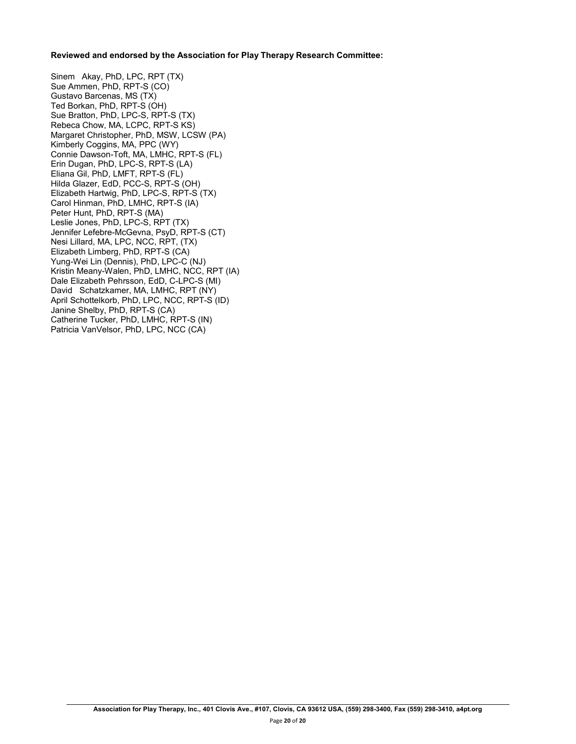**Reviewed and endorsed by the Association for Play Therapy Research Committee:**

Sinem Akay, PhD, LPC, RPT (TX)
Sue Ammen, PhD, RPT-S (CO)
Gustavo Barcenas, MS (TX)
Ted Borkan, PhD, RPT-S (OH)
Sue Bratton, PhD, LPC-S, RPT-S (TX)
Rebeca Chow, MA, LCPC, RPT-S KS)
Margaret Christopher, PhD, MSW, LCSW (PA)
Kimberly Coggins, MA, PPC (WY)
Connie Dawson-Toft, MA, LMHC, RPT-S (FL)
Erin Dugan, PhD, LPC-S, RPT-S (LA)
Eliana Gil, PhD, LMFT, RPT-S (FL)
Hilda Glazer, EdD, PCC-S, RPT-S (OH)
Elizabeth Hartwig, PhD, LPC-S, RPT-S (TX)
Carol Hinman, PhD, LMHC, RPT-S (IA)
Peter Hunt, PhD, RPT-S (MA)
Leslie Jones, PhD, LPC-S, RPT (TX)
Jennifer Lefebre-McGevna, PsyD, RPT-S (CT)
Nesi Lillard, MA, LPC, NCC, RPT, (TX)
Elizabeth Limberg, PhD, RPT-S (CA)
Yung-Wei Lin (Dennis), PhD, LPC-C (NJ)
Kristin Meany-Walen, PhD, LMHC, NCC, RPT (IA)
Dale Elizabeth Pehrsson, EdD, C-LPC-S (MI)
David Schatzkamer, MA, LMHC, RPT (NY)
April Schottelkorb, PhD, LPC, NCC, RPT-S (ID)
Janine Shelby, PhD, RPT-S (CA)
Catherine Tucker, PhD, LMHC, RPT-S (IN)
Patricia VanVelsor, PhD, LPC, NCC (CA)